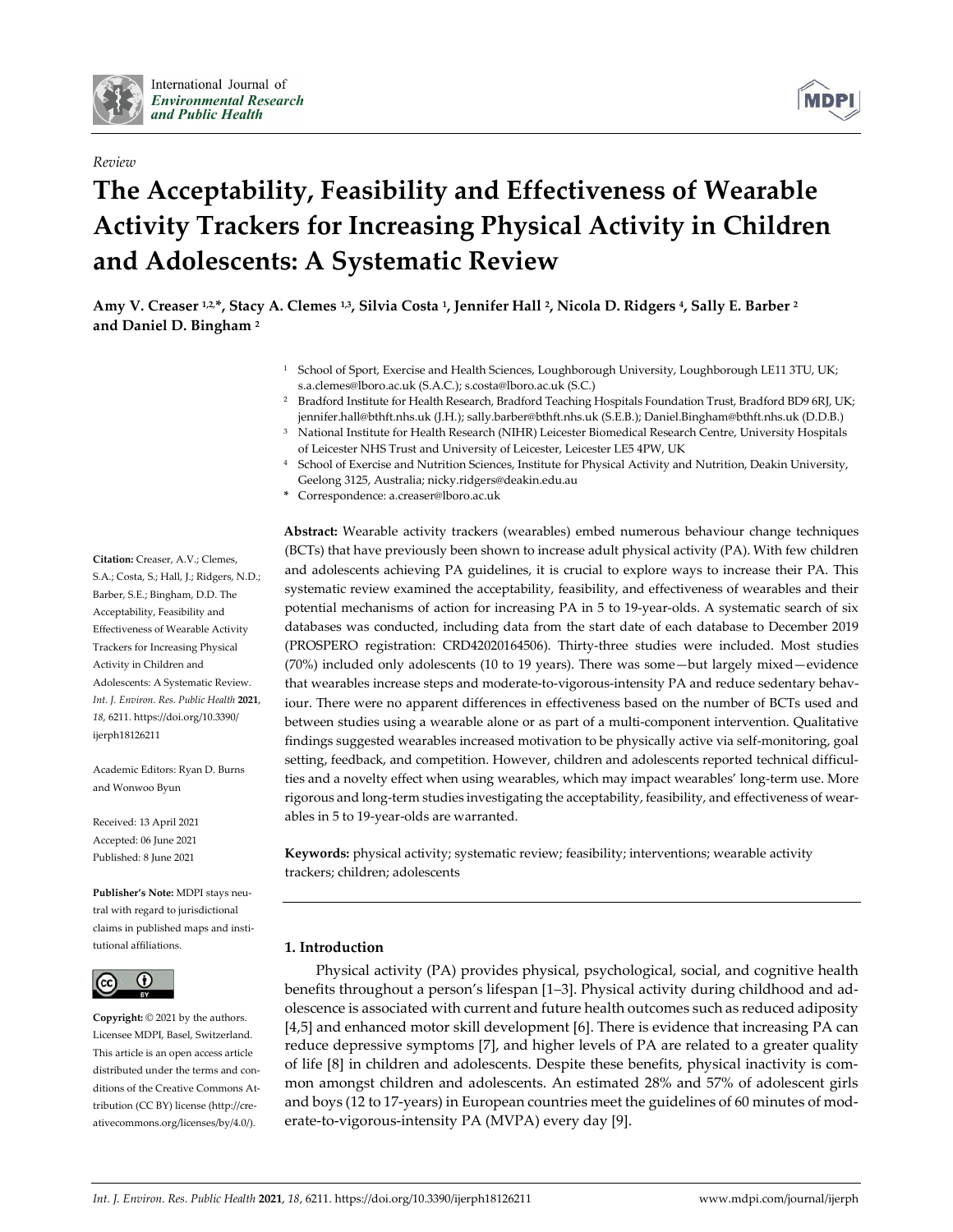*Review*

# The Acceptability, Feasibility and Effectiveness of Wearable Activity Trackers for Increasing Physical Activity in Children and Adolescents: A Systematic Review

**Amy V. Creaser [1,2,*], Stacy A. Clemes [1,3], Silvia Costa [1], Jennifer Hall [2], Nicola D. Ridgers [4], Sally E. Barber [2] and Daniel D. Bingham [2]**

[1] School of Sport, Exercise and Health Sciences, Loughborough University, Loughborough LE11 3TU, UK; s.a.clemes@lboro.ac.uk (S.A.C.); s.costa@lboro.ac.uk (S.C.)

[2] Bradford Institute for Health Research, Bradford Teaching Hospitals Foundation Trust, Bradford BD9 6RJ, UK; jennifer.hall@bthft.nhs.uk (J.H.); sally.barber@bthft.nhs.uk (S.E.B.); Daniel.Bingham@bthft.nhs.uk (D.D.B.)

[3] National Institute for Health Research (NIHR) Leicester Biomedical Research Centre, University Hospitals of Leicester NHS Trust and University of Leicester, Leicester LE5 4PW, UK

[4] School of Exercise and Nutrition Sciences, Institute for Physical Activity and Nutrition, Deakin University, Geelong 3125, Australia; nicky.ridgers@deakin.edu.au

\* Correspondence: a.creaser@lboro.ac.uk

**Citation:** Creaser, A.V.; Clemes, S.A.; Costa, S.; Hall, J.; Ridgers, N.D.; Barber, S.E.; Bingham, D.D. The Acceptability, Feasibility and Effectiveness of Wearable Activity Trackers for Increasing Physical Activity in Children and Adolescents: A Systematic Review. *Int. J. Environ. Res. Public Health* **2021**, *18*, 6211. https://doi.org/10.3390/ijerph18126211

Academic Editors: Ryan D. Burns and Wonwoo Byun

Received: 13 April 2021
Accepted: 06 June 2021
Published: 8 June 2021

**Publisher's Note:** MDPI stays neutral with regard to jurisdictional claims in published maps and institutional affiliations.

**Copyright:** © 2021 by the authors. Licensee MDPI, Basel, Switzerland. This article is an open access article distributed under the terms and conditions of the Creative Commons Attribution (CC BY) license (http://creativecommons.org/licenses/by/4.0/).

**Abstract:** Wearable activity trackers (wearables) embed numerous behaviour change techniques (BCTs) that have previously been shown to increase adult physical activity (PA). With few children and adolescents achieving PA guidelines, it is crucial to explore ways to increase their PA. This systematic review examined the acceptability, feasibility, and effectiveness of wearables and their potential mechanisms of action for increasing PA in 5 to 19-year-olds. A systematic search of six databases was conducted, including data from the start date of each database to December 2019 (PROSPERO registration: CRD42020164506). Thirty-three studies were included. Most studies (70%) included only adolescents (10 to 19 years). There was some—but largely mixed—evidence that wearables increase steps and moderate-to-vigorous-intensity PA and reduce sedentary behaviour. There were no apparent differences in effectiveness based on the number of BCTs used and between studies using a wearable alone or as part of a multi-component intervention. Qualitative findings suggested wearables increased motivation to be physically active via self-monitoring, goal setting, feedback, and competition. However, children and adolescents reported technical difficulties and a novelty effect when using wearables, which may impact wearables' long-term use. More rigorous and long-term studies investigating the acceptability, feasibility, and effectiveness of wearables in 5 to 19-year-olds are warranted.

**Keywords:** physical activity; systematic review; feasibility; interventions; wearable activity trackers; children; adolescents

## 1. Introduction

Physical activity (PA) provides physical, psychological, social, and cognitive health benefits throughout a person's lifespan [1–3]. Physical activity during childhood and adolescence is associated with current and future health outcomes such as reduced adiposity [4,5] and enhanced motor skill development [6]. There is evidence that increasing PA can reduce depressive symptoms [7], and higher levels of PA are related to a greater quality of life [8] in children and adolescents. Despite these benefits, physical inactivity is common amongst children and adolescents. An estimated 28% and 57% of adolescent girls and boys (12 to 17-years) in European countries meet the guidelines of 60 minutes of moderate-to-vigorous-intensity PA (MVPA) every day [9].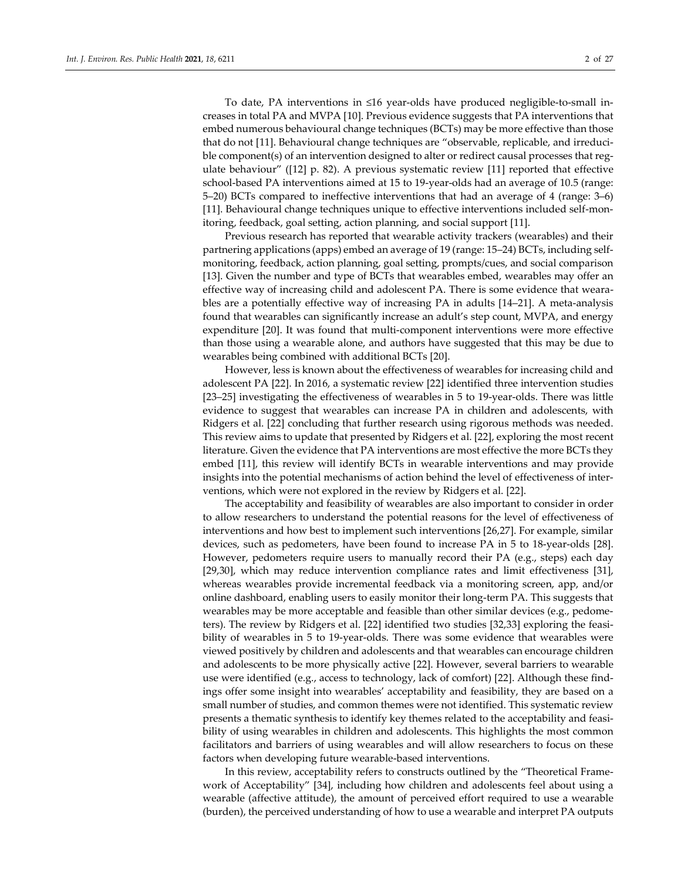To date, PA interventions in ≤16 year-olds have produced negligible-to-small increases in total PA and MVPA [10]. Previous evidence suggests that PA interventions that embed numerous behavioural change techniques (BCTs) may be more effective than those that do not [11]. Behavioural change techniques are "observable, replicable, and irreducible component(s) of an intervention designed to alter or redirect causal processes that regulate behaviour" ([12] p. 82). A previous systematic review [11] reported that effective school-based PA interventions aimed at 15 to 19-year-olds had an average of 10.5 (range: 5–20) BCTs compared to ineffective interventions that had an average of 4 (range: 3–6) [11]. Behavioural change techniques unique to effective interventions included self-monitoring, feedback, goal setting, action planning, and social support [11].

Previous research has reported that wearable activity trackers (wearables) and their partnering applications (apps) embed an average of 19 (range: 15–24) BCTs, including self-monitoring, feedback, action planning, goal setting, prompts/cues, and social comparison [13]. Given the number and type of BCTs that wearables embed, wearables may offer an effective way of increasing child and adolescent PA. There is some evidence that wearables are a potentially effective way of increasing PA in adults [14–21]. A meta-analysis found that wearables can significantly increase an adult's step count, MVPA, and energy expenditure [20]. It was found that multi-component interventions were more effective than those using a wearable alone, and authors have suggested that this may be due to wearables being combined with additional BCTs [20].

However, less is known about the effectiveness of wearables for increasing child and adolescent PA [22]. In 2016, a systematic review [22] identified three intervention studies [23–25] investigating the effectiveness of wearables in 5 to 19-year-olds. There was little evidence to suggest that wearables can increase PA in children and adolescents, with Ridgers et al. [22] concluding that further research using rigorous methods was needed. This review aims to update that presented by Ridgers et al. [22], exploring the most recent literature. Given the evidence that PA interventions are most effective the more BCTs they embed [11], this review will identify BCTs in wearable interventions and may provide insights into the potential mechanisms of action behind the level of effectiveness of interventions, which were not explored in the review by Ridgers et al. [22].

The acceptability and feasibility of wearables are also important to consider in order to allow researchers to understand the potential reasons for the level of effectiveness of interventions and how best to implement such interventions [26,27]. For example, similar devices, such as pedometers, have been found to increase PA in 5 to 18-year-olds [28]. However, pedometers require users to manually record their PA (e.g., steps) each day [29,30], which may reduce intervention compliance rates and limit effectiveness [31], whereas wearables provide incremental feedback via a monitoring screen, app, and/or online dashboard, enabling users to easily monitor their long-term PA. This suggests that wearables may be more acceptable and feasible than other similar devices (e.g., pedometers). The review by Ridgers et al. [22] identified two studies [32,33] exploring the feasibility of wearables in 5 to 19-year-olds. There was some evidence that wearables were viewed positively by children and adolescents and that wearables can encourage children and adolescents to be more physically active [22]. However, several barriers to wearable use were identified (e.g., access to technology, lack of comfort) [22]. Although these findings offer some insight into wearables' acceptability and feasibility, they are based on a small number of studies, and common themes were not identified. This systematic review presents a thematic synthesis to identify key themes related to the acceptability and feasibility of using wearables in children and adolescents. This highlights the most common facilitators and barriers of using wearables and will allow researchers to focus on these factors when developing future wearable-based interventions.

In this review, acceptability refers to constructs outlined by the "Theoretical Framework of Acceptability" [34], including how children and adolescents feel about using a wearable (affective attitude), the amount of perceived effort required to use a wearable (burden), the perceived understanding of how to use a wearable and interpret PA outputs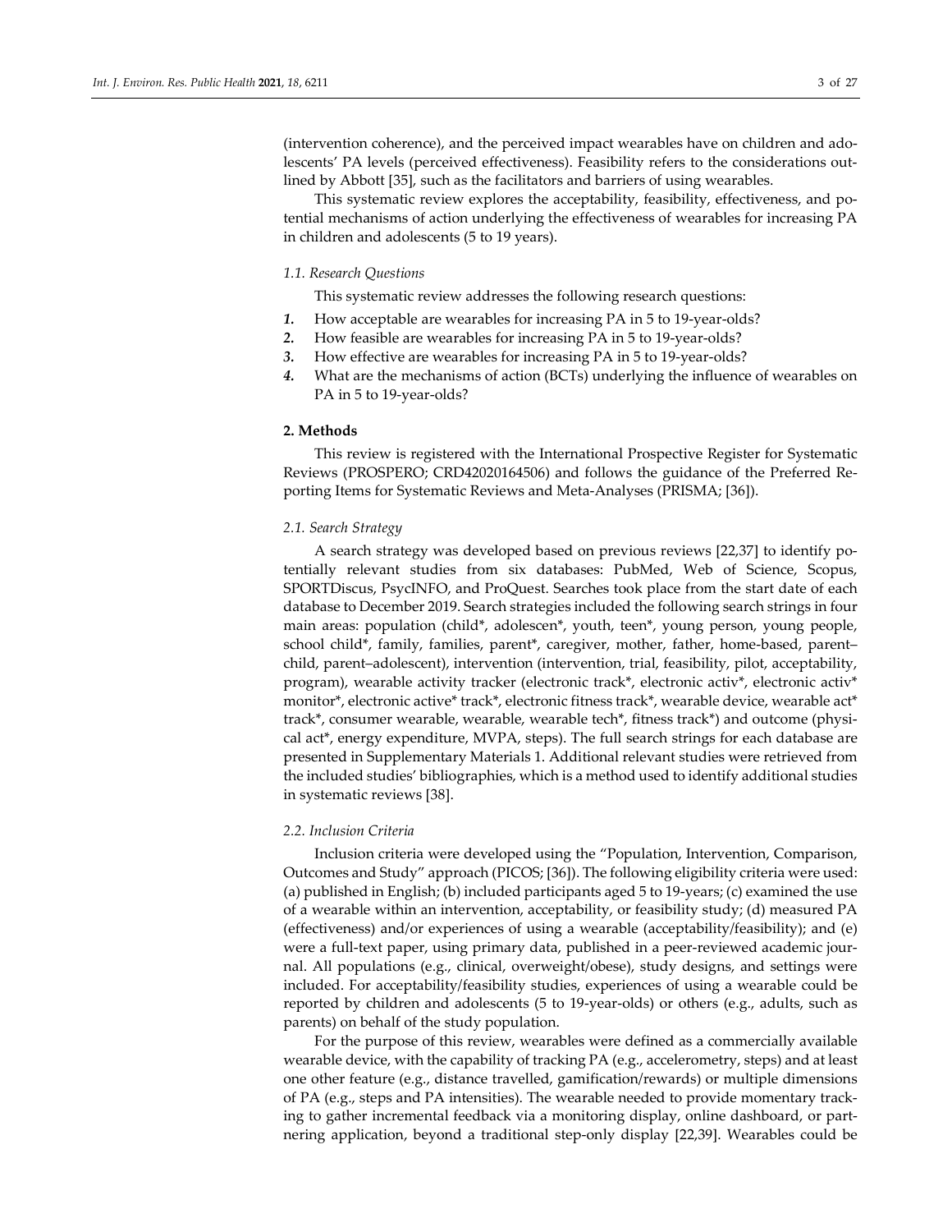(intervention coherence), and the perceived impact wearables have on children and adolescents' PA levels (perceived effectiveness). Feasibility refers to the considerations outlined by Abbott [35], such as the facilitators and barriers of using wearables.

This systematic review explores the acceptability, feasibility, effectiveness, and potential mechanisms of action underlying the effectiveness of wearables for increasing PA in children and adolescents (5 to 19 years).

### 1.1. Research Questions

This systematic review addresses the following research questions:

1. How acceptable are wearables for increasing PA in 5 to 19-year-olds?
2. How feasible are wearables for increasing PA in 5 to 19-year-olds?
3. How effective are wearables for increasing PA in 5 to 19-year-olds?
4. What are the mechanisms of action (BCTs) underlying the influence of wearables on PA in 5 to 19-year-olds?

## 2. Methods

This review is registered with the International Prospective Register for Systematic Reviews (PROSPERO; CRD42020164506) and follows the guidance of the Preferred Reporting Items for Systematic Reviews and Meta-Analyses (PRISMA; [36]).

### 2.1. Search Strategy

A search strategy was developed based on previous reviews [22,37] to identify potentially relevant studies from six databases: PubMed, Web of Science, Scopus, SPORTDiscus, PsycINFO, and ProQuest. Searches took place from the start date of each database to December 2019. Search strategies included the following search strings in four main areas: population (child*, adolescen*, youth, teen*, young person, young people, school child*, family, families, parent*, caregiver, mother, father, home-based, parent–child, parent–adolescent), intervention (intervention, trial, feasibility, pilot, acceptability, program), wearable activity tracker (electronic track*, electronic activ*, electronic activ* monitor*, electronic active* track*, electronic fitness track*, wearable device, wearable act* track*, consumer wearable, wearable, wearable tech*, fitness track*) and outcome (physical act*, energy expenditure, MVPA, steps). The full search strings for each database are presented in Supplementary Materials 1. Additional relevant studies were retrieved from the included studies' bibliographies, which is a method used to identify additional studies in systematic reviews [38].

### 2.2. Inclusion Criteria

Inclusion criteria were developed using the "Population, Intervention, Comparison, Outcomes and Study" approach (PICOS; [36]). The following eligibility criteria were used: (a) published in English; (b) included participants aged 5 to 19-years; (c) examined the use of a wearable within an intervention, acceptability, or feasibility study; (d) measured PA (effectiveness) and/or experiences of using a wearable (acceptability/feasibility); and (e) were a full-text paper, using primary data, published in a peer-reviewed academic journal. All populations (e.g., clinical, overweight/obese), study designs, and settings were included. For acceptability/feasibility studies, experiences of using a wearable could be reported by children and adolescents (5 to 19-year-olds) or others (e.g., adults, such as parents) on behalf of the study population.

For the purpose of this review, wearables were defined as a commercially available wearable device, with the capability of tracking PA (e.g., accelerometry, steps) and at least one other feature (e.g., distance travelled, gamification/rewards) or multiple dimensions of PA (e.g., steps and PA intensities). The wearable needed to provide momentary tracking to gather incremental feedback via a monitoring display, online dashboard, or partnering application, beyond a traditional step-only display [22,39]. Wearables could be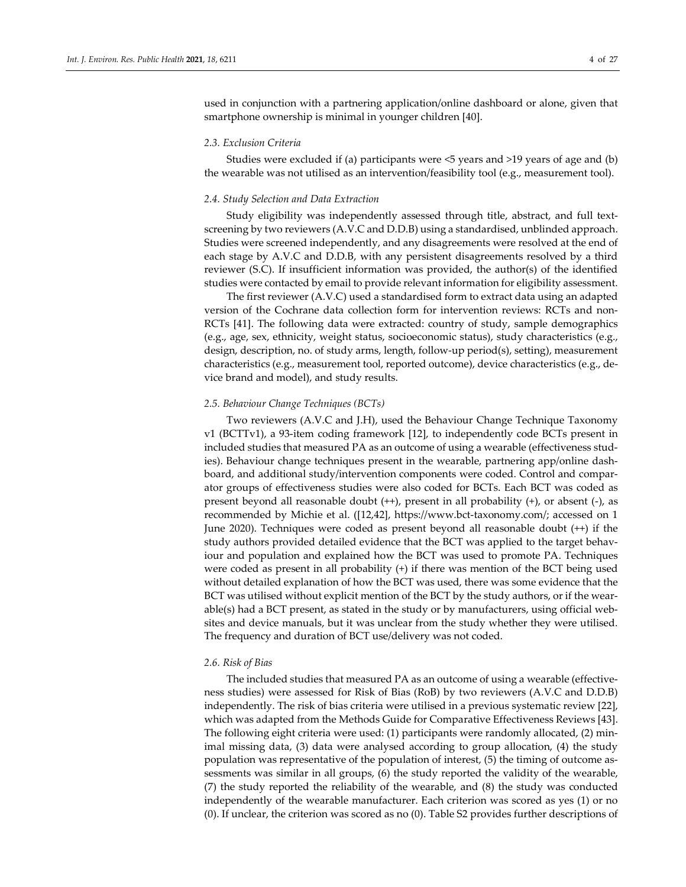used in conjunction with a partnering application/online dashboard or alone, given that smartphone ownership is minimal in younger children [40].

### 2.3. Exclusion Criteria

Studies were excluded if (a) participants were <5 years and >19 years of age and (b) the wearable was not utilised as an intervention/feasibility tool (e.g., measurement tool).

### 2.4. Study Selection and Data Extraction

Study eligibility was independently assessed through title, abstract, and full text-screening by two reviewers (A.V.C and D.D.B) using a standardised, unblinded approach. Studies were screened independently, and any disagreements were resolved at the end of each stage by A.V.C and D.D.B, with any persistent disagreements resolved by a third reviewer (S.C). If insufficient information was provided, the author(s) of the identified studies were contacted by email to provide relevant information for eligibility assessment.

The first reviewer (A.V.C) used a standardised form to extract data using an adapted version of the Cochrane data collection form for intervention reviews: RCTs and non-RCTs [41]. The following data were extracted: country of study, sample demographics (e.g., age, sex, ethnicity, weight status, socioeconomic status), study characteristics (e.g., design, description, no. of study arms, length, follow-up period(s), setting), measurement characteristics (e.g., measurement tool, reported outcome), device characteristics (e.g., device brand and model), and study results.

### 2.5. Behaviour Change Techniques (BCTs)

Two reviewers (A.V.C and J.H), used the Behaviour Change Technique Taxonomy v1 (BCTTv1), a 93-item coding framework [12], to independently code BCTs present in included studies that measured PA as an outcome of using a wearable (effectiveness studies). Behaviour change techniques present in the wearable, partnering app/online dashboard, and additional study/intervention components were coded. Control and comparator groups of effectiveness studies were also coded for BCTs. Each BCT was coded as present beyond all reasonable doubt (++), present in all probability (+), or absent (-), as recommended by Michie et al. ([12,42], https://www.bct-taxonomy.com/; accessed on 1 June 2020). Techniques were coded as present beyond all reasonable doubt (++) if the study authors provided detailed evidence that the BCT was applied to the target behaviour and population and explained how the BCT was used to promote PA. Techniques were coded as present in all probability (+) if there was mention of the BCT being used without detailed explanation of how the BCT was used, there was some evidence that the BCT was utilised without explicit mention of the BCT by the study authors, or if the wearable(s) had a BCT present, as stated in the study or by manufacturers, using official websites and device manuals, but it was unclear from the study whether they were utilised. The frequency and duration of BCT use/delivery was not coded.

### 2.6. Risk of Bias

The included studies that measured PA as an outcome of using a wearable (effectiveness studies) were assessed for Risk of Bias (RoB) by two reviewers (A.V.C and D.D.B) independently. The risk of bias criteria were utilised in a previous systematic review [22], which was adapted from the Methods Guide for Comparative Effectiveness Reviews [43]. The following eight criteria were used: (1) participants were randomly allocated, (2) minimal missing data, (3) data were analysed according to group allocation, (4) the study population was representative of the population of interest, (5) the timing of outcome assessments was similar in all groups, (6) the study reported the validity of the wearable, (7) the study reported the reliability of the wearable, and (8) the study was conducted independently of the wearable manufacturer. Each criterion was scored as yes (1) or no (0). If unclear, the criterion was scored as no (0). Table S2 provides further descriptions of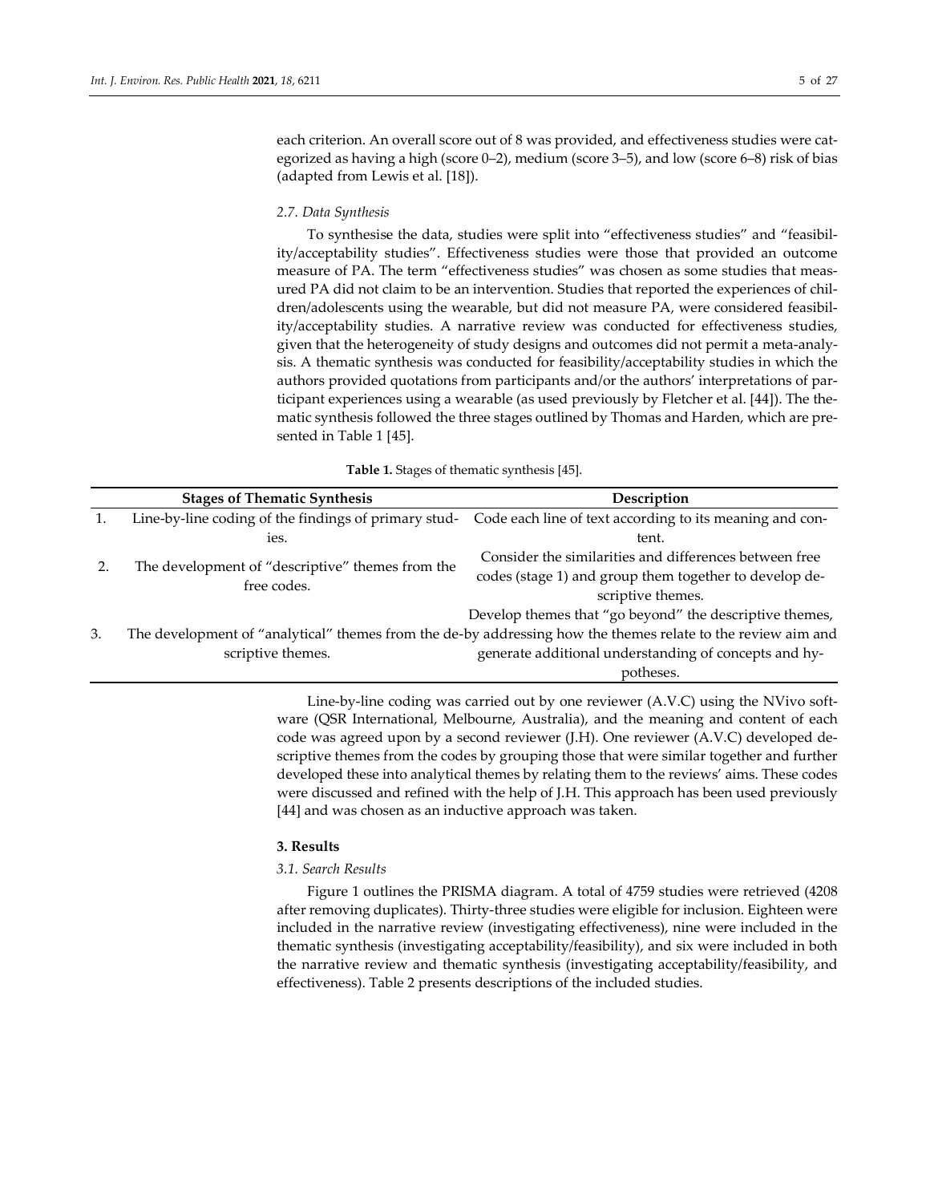each criterion. An overall score out of 8 was provided, and effectiveness studies were categorized as having a high (score 0–2), medium (score 3–5), and low (score 6–8) risk of bias (adapted from Lewis et al. [18]).

### 2.7. Data Synthesis

To synthesise the data, studies were split into "effectiveness studies" and "feasibility/acceptability studies". Effectiveness studies were those that provided an outcome measure of PA. The term "effectiveness studies" was chosen as some studies that measured PA did not claim to be an intervention. Studies that reported the experiences of children/adolescents using the wearable, but did not measure PA, were considered feasibility/acceptability studies. A narrative review was conducted for effectiveness studies, given that the heterogeneity of study designs and outcomes did not permit a meta-analysis. A thematic synthesis was conducted for feasibility/acceptability studies in which the authors provided quotations from participants and/or the authors' interpretations of participant experiences using a wearable (as used previously by Fletcher et al. [44]). The thematic synthesis followed the three stages outlined by Thomas and Harden, which are presented in Table 1 [45].

**Table 1.** Stages of thematic synthesis [45].

| | Stages of Thematic Synthesis | Description |
|---|---|---|
| 1. | Line-by-line coding of the findings of primary studies. | Code each line of text according to its meaning and content. |
| 2. | The development of "descriptive" themes from the free codes. | Consider the similarities and differences between free codes (stage 1) and group them together to develop descriptive themes. |
| 3. | The development of "analytical" themes from the descriptive themes. | Develop themes that "go beyond" the descriptive themes, by addressing how the themes relate to the review aim and generate additional understanding of concepts and hypotheses. |

Line-by-line coding was carried out by one reviewer (A.V.C) using the NVivo software (QSR International, Melbourne, Australia), and the meaning and content of each code was agreed upon by a second reviewer (J.H). One reviewer (A.V.C) developed descriptive themes from the codes by grouping those that were similar together and further developed these into analytical themes by relating them to the reviews' aims. These codes were discussed and refined with the help of J.H. This approach has been used previously [44] and was chosen as an inductive approach was taken.

## 3. Results

### 3.1. Search Results

Figure 1 outlines the PRISMA diagram. A total of 4759 studies were retrieved (4208 after removing duplicates). Thirty-three studies were eligible for inclusion. Eighteen were included in the narrative review (investigating effectiveness), nine were included in the thematic synthesis (investigating acceptability/feasibility), and six were included in both the narrative review and thematic synthesis (investigating acceptability/feasibility, and effectiveness). Table 2 presents descriptions of the included studies.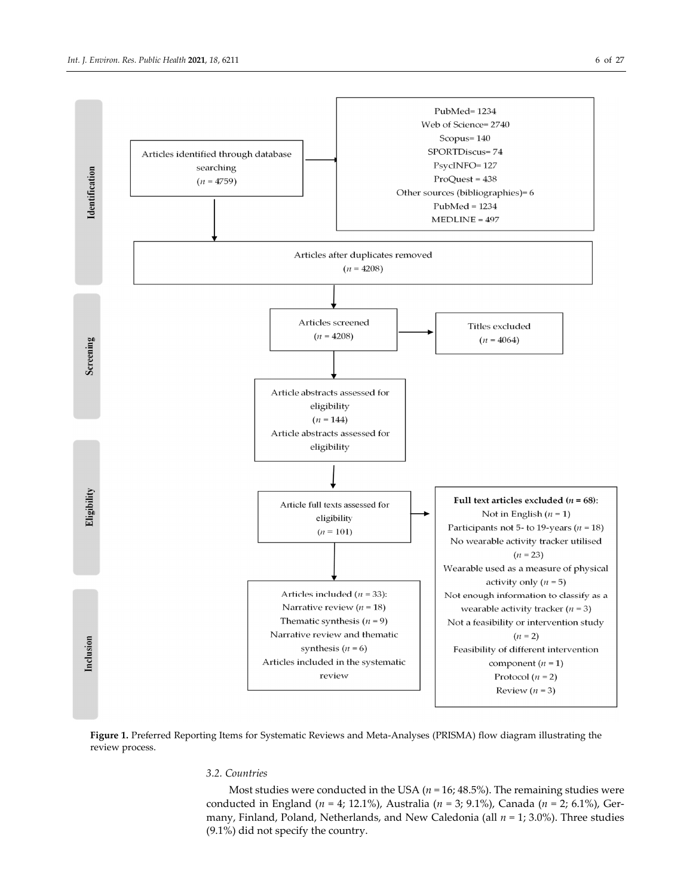**Identification**

Articles identified through database searching ($n$ = 4759)

PubMed= 1234
Web of Science= 2740
Scopus= 140
SPORTDiscus= 74
PsycINFO= 127
ProQuest = 438
Other sources (bibliographies)= 6
PubMed = 1234
MEDLINE = 497

Articles after duplicates removed ($n$ = 4208)

**Screening**

Articles screened ($n$ = 4208)

Titles excluded ($n$ = 4064)

Article abstracts assessed for eligibility ($n$ = 144)
Article abstracts assessed for eligibility

**Eligibility**

Article full texts assessed for eligibility ($n$ = 101)

**Full text articles excluded ($n$ = 68):**
Not in English ($n$ = 1)
Participants not 5- to 19-years ($n$ = 18)
No wearable activity tracker utilised ($n$ = 23)
Wearable used as a measure of physical activity only ($n$ = 5)
Not enough information to classify as a wearable activity tracker ($n$ = 3)
Not a feasibility or intervention study ($n$ = 2)
Feasibility of different intervention component ($n$ = 1)
Protocol ($n$ = 2)
Review ($n$ = 3)

**Inclusion**

Articles included ($n$ = 33):
Narrative review ($n$ = 18)
Thematic synthesis ($n$ = 9)
Narrative review and thematic synthesis ($n$ = 6)
Articles included in the systematic review

**Figure 1.** Preferred Reporting Items for Systematic Reviews and Meta-Analyses (PRISMA) flow diagram illustrating the review process.

### 3.2. Countries

Most studies were conducted in the USA ($n$ = 16; 48.5%). The remaining studies were conducted in England ($n$ = 4; 12.1%), Australia ($n$ = 3; 9.1%), Canada ($n$ = 2; 6.1%), Germany, Finland, Poland, Netherlands, and New Caledonia (all $n$ = 1; 3.0%). Three studies (9.1%) did not specify the country.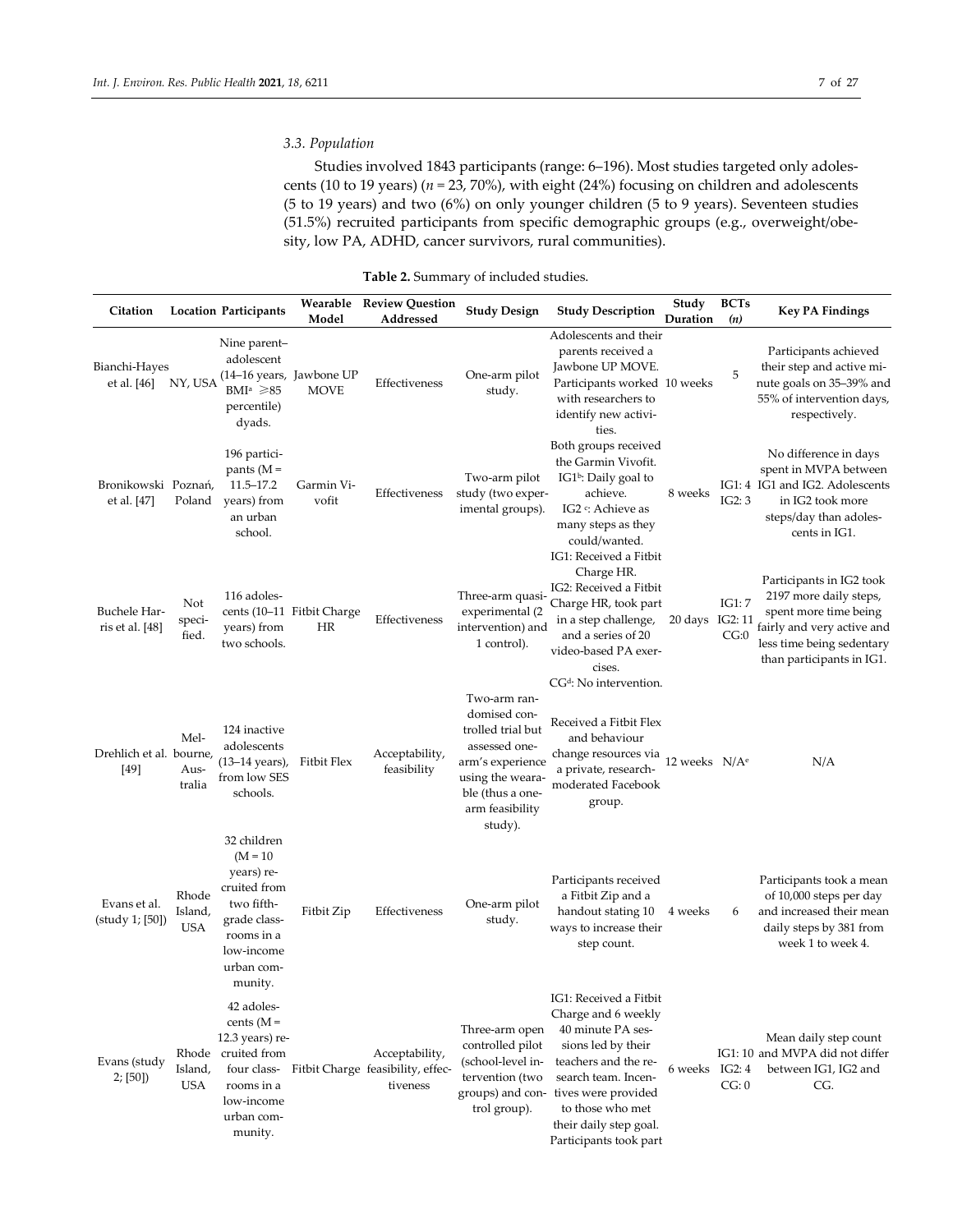### 3.3. Population

Studies involved 1843 participants (range: 6–196). Most studies targeted only adolescents (10 to 19 years) (*n* = 23, 70%), with eight (24%) focusing on children and adolescents (5 to 19 years) and two (6%) on only younger children (5 to 9 years). Seventeen studies (51.5%) recruited participants from specific demographic groups (e.g., overweight/obesity, low PA, ADHD, cancer survivors, rural communities).

**Table 2.** Summary of included studies.

| Citation | Location | Participants | Wearable Model | Review Question Addressed | Study Design | Study Description | Study Duration | BCTs (*n*) | Key PA Findings |
|---|---|---|---|---|---|---|---|---|---|
| Bianchi-Hayes et al. [46] | NY, USA | Nine parent–adolescent (14–16 years, BMI[a] ≥85 percentile) dyads. | Jawbone UP MOVE | Effectiveness | One-arm pilot study. | Adolescents and their parents received a Jawbone UP MOVE. Participants worked with researchers to identify new activities. | 10 weeks | 5 | Participants achieved their step and active minute goals on 35–39% and 55% of intervention days, respectively. |
| Bronikowski et al. [47] | Poznań, Poland | 196 participants (M = 11.5–17.2 years) from an urban school. | Garmin Vivofit | Effectiveness | Two-arm pilot study (two experimental groups). | Both groups received the Garmin Vivofit. IG1[b]: Daily goal to achieve. IG2[c]: Achieve as many steps as they could/wanted. | 8 weeks | IG1: 4 IG2: 3 | No difference in days spent in MVPA between IG1 and IG2. Adolescents in IG2 took more steps/day than adolescents in IG1. |
| Buchele Harris et al. [48] | Not specified. | 116 adolescents (10–11 years) from two schools. | Fitbit Charge HR | Effectiveness | Three-arm quasi-experimental (2 intervention) and 1 control). | IG1: Received a Fitbit Charge HR. IG2: Received a Fitbit Charge HR, took part in a step challenge, and a series of 20 video-based PA exercises. CG[d]: No intervention. | 20 days | IG1: 7 IG2: 11 CG:0 | Participants in IG2 took 2197 more daily steps, spent more time being fairly and very active and less time being sedentary than participants in IG1. |
| Drehlich et al. [49] | Melbourne, Australia | 124 inactive adolescents (13–14 years), from low SES schools. | Fitbit Flex | Acceptability, feasibility | Two-arm randomised controlled trial but assessed one-arm's experience using the wearable (thus a one-arm feasibility study). | Received a Fitbit Flex and behaviour change resources via a private, research-moderated Facebook group. | 12 weeks | N/A[e] | N/A |
| Evans et al. (study 1; [50]) | Rhode Island, USA | 32 children (M = 10 years) recruited from two fifth-grade classrooms in a low-income urban community. | Fitbit Zip | Effectiveness | One-arm pilot study. | Participants received a Fitbit Zip and a handout stating 10 ways to increase their step count. | 4 weeks | 6 | Participants took a mean of 10,000 steps per day and increased their mean daily steps by 381 from week 1 to week 4. |
| Evans (study 2; [50]) | Rhode Island, USA | 42 adolescents (M = 12.3 years) recruited from four classrooms in a low-income urban community. | Fitbit Charge | Acceptability, feasibility, effectiveness | Three-arm open controlled pilot (school-level intervention (two groups) and control group). | IG1: Received a Fitbit Charge and 6 weekly 40 minute PA sessions led by their teachers and the research team. Incentives were provided to those who met their daily step goal. Participants took part | 6 weeks | IG1: 10 IG2: 4 CG: 0 | Mean daily step count and MVPA did not differ between IG1, IG2 and CG. |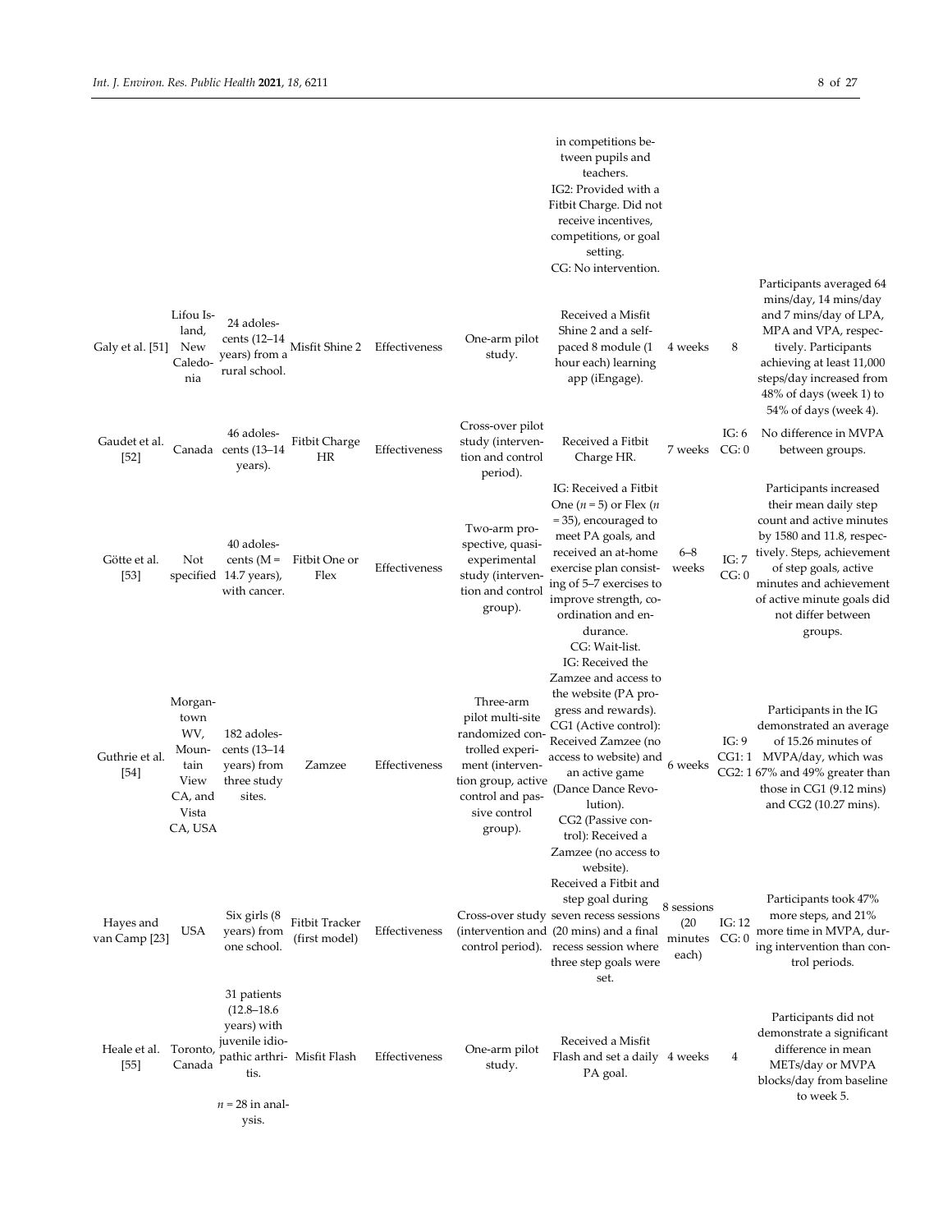| | | | | | | | | | |
|---|---|---|---|---|---|---|---|---|---|
| | | | | | | in competitions between pupils and teachers. IG2: Provided with a Fitbit Charge. Did not receive incentives, competitions, or goal setting. CG: No intervention. | | | |
| Galy et al. [51] | Lifou Island, New Caledonia | 24 adolescents (12–14 years) from a rural school. | Misfit Shine 2 | Effectiveness | One-arm pilot study. | Received a Misfit Shine 2 and a self-paced 8 module (1 hour each) learning app (iEngage). | 4 weeks | 8 | Participants averaged 64 mins/day, 14 mins/day and 7 mins/day of LPA, MPA and VPA, respectively. Participants achieving at least 11,000 steps/day increased from 48% of days (week 1) to 54% of days (week 4). |
| Gaudet et al. [52] | Canada | 46 adolescents (13–14 years). | Fitbit Charge HR | Effectiveness | Cross-over pilot study (intervention and control period). | Received a Fitbit Charge HR. | 7 weeks | IG: 6 CG: 0 | No difference in MVPA between groups. |
| Götte et al. [53] | Not specified | 40 adolescents (M = 14.7 years), with cancer. | Fitbit One or Flex | Effectiveness | Two-arm prospective, quasi-experimental study (intervention and control group). | IG: Received a Fitbit One (*n* = 5) or Flex (*n* = 35), encouraged to meet PA goals, and received an at-home exercise plan consisting of 5–7 exercises to improve strength, coordination and endurance. CG: Wait-list. | 6–8 weeks | IG: 7 CG: 0 | Participants increased their mean daily step count and active minutes by 1580 and 11.8, respectively. Steps, achievement of step goals, active minutes and achievement of active minute goals did not differ between groups. |
| Guthrie et al. [54] | Morgantown WV, Mountain View CA, and Vista CA, USA | 182 adolescents (13–14 years) from three study sites. | Zamzee | Effectiveness | Three-arm pilot multi-site randomized controlled experiment (intervention group, active control and passive control group). | IG: Received the Zamzee and access to the website (PA progress and rewards). CG1 (Active control): Received Zamzee (no access to website) and an active game (Dance Dance Revolution). CG2 (Passive control): Received a Zamzee (no access to website). | 6 weeks | IG: 9 CG1: 1 CG2: 1 | Participants in the IG demonstrated an average of 15.26 minutes of MVPA/day, which was 67% and 49% greater than those in CG1 (9.12 mins) and CG2 (10.27 mins). |
| Hayes and van Camp [23] | USA | Six girls (8 years) from one school. | Fitbit Tracker (first model) | Effectiveness | Cross-over study (intervention and control period). | Received a Fitbit and step goal during seven recess sessions (20 mins) and a final recess session where three step goals were set. | 8 sessions (20 minutes each) | IG: 12 CG: 0 | Participants took 47% more steps, and 21% more time in MVPA, during intervention than control periods. |
| Heale et al. [55] | Toronto, Canada | 31 patients (12.8–18.6 years) with juvenile idiopathic arthritis. *n* = 28 in analysis. | Misfit Flash | Effectiveness | One-arm pilot study. | Received a Misfit Flash and set a daily PA goal. | 4 weeks | 4 | Participants did not demonstrate a significant difference in mean METs/day or MVPA blocks/day from baseline to week 5. |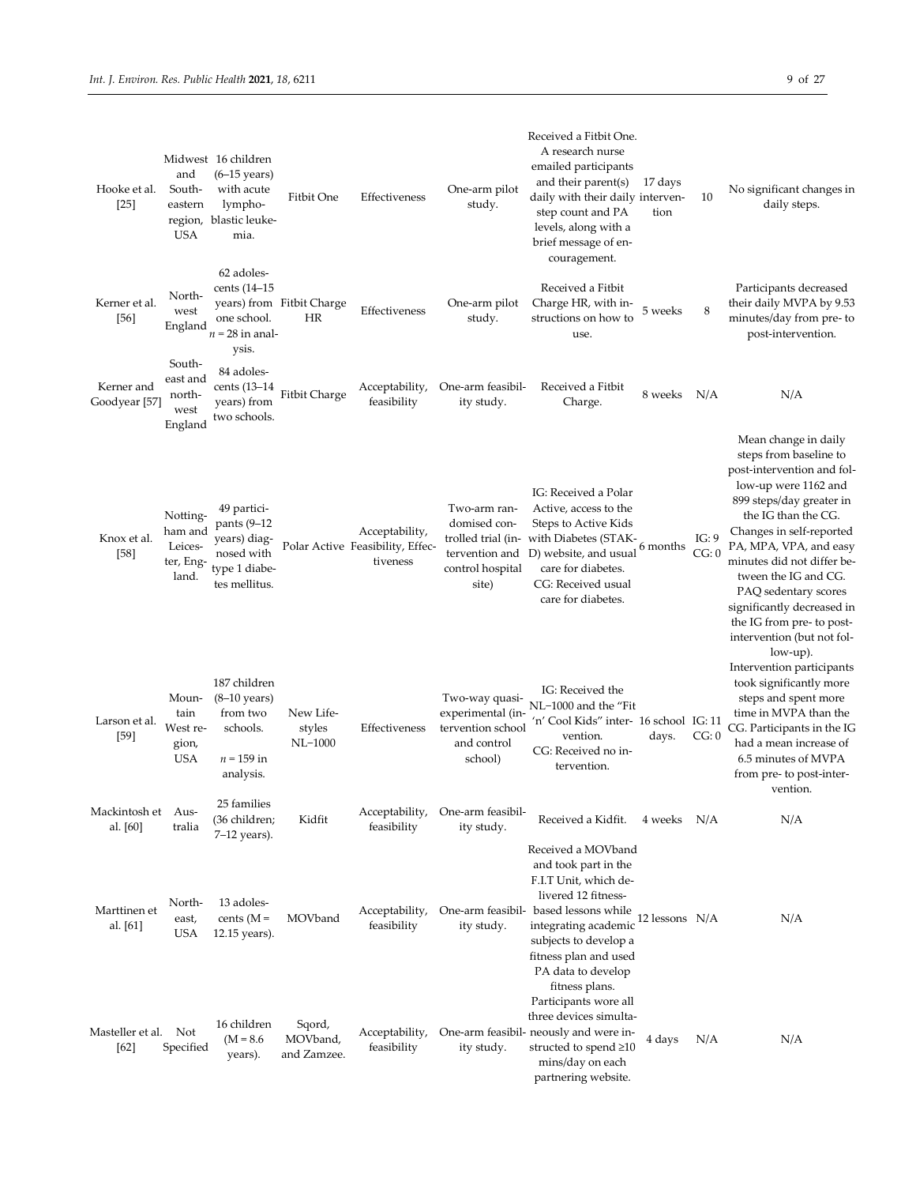| | | | | | | | | | |
|---|---|---|---|---|---|---|---|---|---|
| Hooke et al. [25] | Midwest and South-eastern region, USA | 16 children (6–15 years) with acute lymphoblastic leukemia. | Fitbit One | Effectiveness | One-arm pilot study. | Received a Fitbit One. A research nurse emailed participants and their parent(s) daily with their daily step count and PA levels, along with a brief message of encouragement. | 17 days intervention | 10 | No significant changes in daily steps. |
| Kerner et al. [56] | North-west England | 62 adolescents (14–15 years) from one school. *n* = 28 in analysis. | Fitbit Charge HR | Effectiveness | One-arm pilot study. | Received a Fitbit Charge HR, with instructions on how to use. | 5 weeks | 8 | Participants decreased their daily MVPA by 9.53 minutes/day from pre- to post-intervention. |
| Kerner and Goodyear [57] | South-east and north-west England | 84 adolescents (13–14 years) from two schools. | Fitbit Charge | Acceptability, feasibility | One-arm feasibility study. | Received a Fitbit Charge. | 8 weeks | N/A | N/A |
| Knox et al. [58] | Nottingham and Leicester, England. | 49 participants (9–12 years) diagnosed with type 1 diabetes mellitus. | Polar Active | Acceptability, Feasibility, Effectiveness | Two-arm randomised controlled trial (intervention and control hospital site) | IG: Received a Polar Active, access to the Steps to Active Kids with Diabetes (STAK-D) website, and usual care for diabetes. CG: Received usual care for diabetes. | 6 months | IG: 9 CG: 0 | Mean change in daily steps from baseline to post-intervention and follow-up were 1162 and 899 steps/day greater in the IG than the CG. Changes in self-reported PA, MPA, VPA, and easy minutes did not differ between the IG and CG. PAQ sedentary scores significantly decreased in the IG from pre- to post-intervention (but not follow-up). |
| Larson et al. [59] | Mountain West region, USA | 187 children (8–10 years) from two schools. *n* = 159 in analysis. | New Lifestyles NL–1000 | Effectiveness | Two-way quasi-experimental (intervention school and control school) | IG: Received the NL–1000 and the "Fit 'n' Cool Kids" intervention. CG: Received no intervention. | 16 school days. | IG: 11 CG: 0 | Intervention participants took significantly more steps and spent more time in MVPA than the CG. Participants in the IG had a mean increase of 6.5 minutes of MVPA from pre- to post-intervention. |
| Mackintosh et al. [60] | Australia | 25 families (36 children; 7–12 years). | Kidfit | Acceptability, feasibility | One-arm feasibility study. | Received a Kidfit. | 4 weeks | N/A | N/A |
| Marttinen et al. [61] | North-east, USA | 13 adolescents (M = 12.15 years). | MOVband | Acceptability, feasibility | One-arm feasibility study. | Received a MOVband and took part in the F.I.T Unit, which delivered 12 fitness-based lessons while integrating academic subjects to develop a fitness plan and used PA data to develop fitness plans. | 12 lessons | N/A | N/A |
| Masteller et al. [62] | Not Specified | 16 children (M = 8.6 years). | Sqord, MOVband, and Zamzee. | Acceptability, feasibility | One-arm feasibility study. | Participants wore all three devices simultaneously and were instructed to spend ≥10 mins/day on each partnering website. | 4 days | N/A | N/A |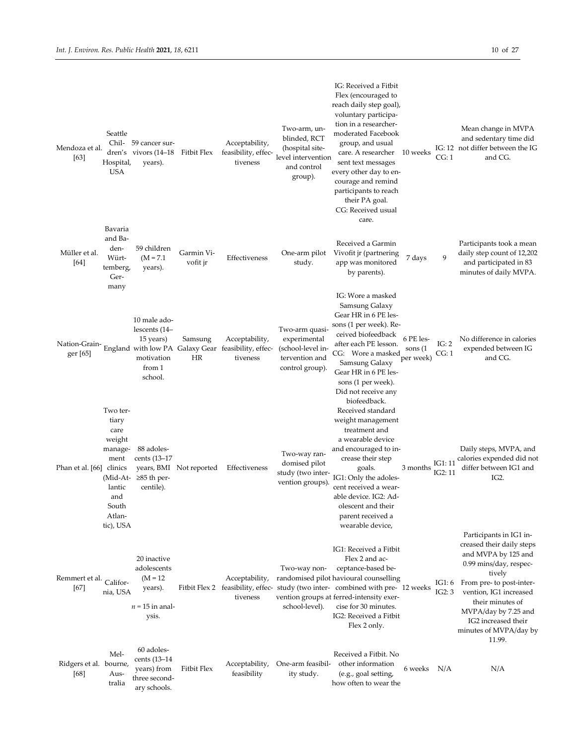| | | | | | | | | | |
|---|---|---|---|---|---|---|---|---|---|
| Mendoza et al. [63] | Seattle Children's Hospital, USA | 59 cancer survivors (14–18 years). | Fitbit Flex | Acceptability, feasibility, effectiveness | Two-arm, unblinded, RCT (hospital site-level intervention and control group). | IG: Received a Fitbit Flex (encouraged to reach daily step goal), voluntary participation in a researcher-moderated Facebook group, and usual care. A researcher sent text messages every other day to encourage and remind participants to reach their PA goal. CG: Received usual care. | 10 weeks | IG: 12 CG: 1 | Mean change in MVPA and sedentary time did not differ between the IG and CG. |
| Müller et al. [64] | Bavaria and Baden-Württemberg, Germany | 59 children (M = 7.1 years). | Garmin Vivofit jr | Effectiveness | One-arm pilot study. | Received a Garmin Vivofit jr (partnering app was monitored by parents). | 7 days | 9 | Participants took a mean daily step count of 12,202 and participated in 83 minutes of daily MVPA. |
| Nation-Grainger [65] | England | 10 male adolescents (14–15 years) with low PA motivation from 1 school. | Samsung Galaxy Gear HR | Acceptability, feasibility, effectiveness | Two-arm quasi-experimental (school-level intervention and control group). | IG: Wore a masked Samsung Galaxy Gear HR in 6 PE lessons (1 per week). Received biofeedback after each PE lesson. CG: Wore a masked Samsung Galaxy Gear HR in 6 PE lessons (1 per week). Did not receive any biofeedback. | 6 PE lessons (1 per week) | IG: 2 CG: 1 | No difference in calories expended between IG and CG. |
| Phan et al. [66] | Two tertiary care weight management clinics (Mid-Atlantic and South Atlantic), USA | 88 adolescents (13–17 years, BMI ≥85 th percentile). | Not reported | Effectiveness | Two-way randomised pilot study (two intervention groups). | Received standard weight management treatment and a wearable device and encouraged to increase their step goals. IG1: Only the adolescent received a wearable device. IG2: Adolescent and their parent received a wearable device, | 3 months | IG1: 11 IG2: 11 | Daily steps, MVPA, and calories expended did not differ between IG1 and IG2. |
| Remmert et al. [67] | California, USA | 20 inactive adolescents (M = 12 years). *n* = 15 in analysis. | Fitbit Flex 2 | Acceptability, feasibility, effectiveness | Two-way non-randomised pilot study (two intervention groups at school-level). | IG1: Received a Fitbit Flex 2 and acceptance-based behavioural counselling combined with preferred-intensity exercise for 30 minutes. IG2: Received a Fitbit Flex 2 only. | 12 weeks | IG1: 6 IG2: 3 | Participants in IG1 increased their daily steps and MVPA by 125 and 0.99 mins/day, respectively. From pre- to post-intervention, IG1 increased their minutes of MVPA/day by 7.25 and IG2 increased their minutes of MVPA/day by 11.99. |
| Ridgers et al. [68] | Melbourne, Australia | 60 adolescents (13–14 years) from three secondary schools. | Fitbit Flex | Acceptability, feasibility | One-arm feasibility study. | Received a Fitbit. No other information (e.g., goal setting, how often to wear the | 6 weeks | N/A | N/A |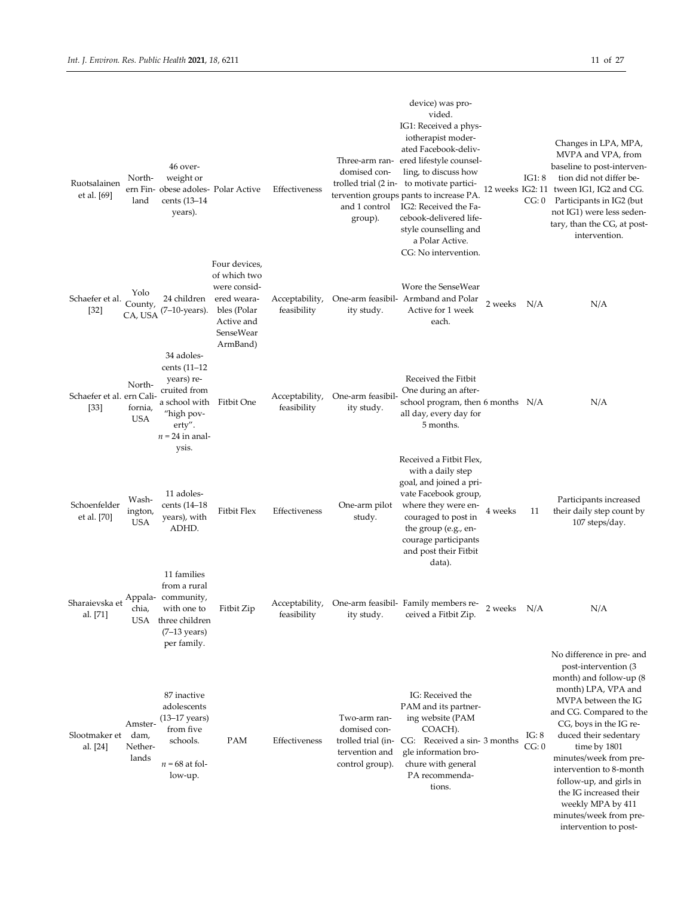| | | | | | | | | | |
|---|---|---|---|---|---|---|---|---|---|
| | | | | | | device) was provided. | | | |
| Ruotsalainen et al. [69] | Northern Finland | 46 overweight or obese adolescents (13–14 years). | Polar Active | Effectiveness | Three-arm randomised controlled trial (2 intervention groups and 1 control group). | IG1: Received a physiotherapist moderated Facebook-delivered lifestyle counselling, to discuss how to motivate participants to increase PA. IG2: Received the Facebook-delivered lifestyle counselling and a Polar Active. CG: No intervention. | 12 weeks | IG1: 8 IG2: 11 CG: 0 | Changes in LPA, MPA, MVPA and VPA, from baseline to post-intervention did not differ between IG1, IG2 and CG. Participants in IG2 (but not IG1) were less sedentary, than the CG, at post-intervention. |
| Schaefer et al. [32] | Yolo County, CA, USA | 24 children (7–10-years). | Four devices, of which two were considered wearables (Polar Active and SenseWear ArmBand) | Acceptability, feasibility | One-arm feasibility study. | Wore the SenseWear Armband and Polar Active for 1 week each. | 2 weeks | N/A | N/A |
| Schaefer et al. [33] | Northern California, USA | 34 adolescents (11–12 years) recruited from a school with "high poverty". $n$ = 24 in analysis. | Fitbit One | Acceptability, feasibility | One-arm feasibility study. | Received the Fitbit One during an after-school program, then all day, every day for 5 months. | 6 months | N/A | N/A |
| Schoenfelder et al. [70] | Washington, USA | 11 adolescents (14–18 years), with ADHD. | Fitbit Flex | Effectiveness | One-arm pilot study. | Received a Fitbit Flex, with a daily step goal, and joined a private Facebook group, where they were encouraged to post in the group (e.g., encourage participants and post their Fitbit data). | 4 weeks | 11 | Participants increased their daily step count by 107 steps/day. |
| Sharaievska et al. [71] | Appalachia, USA | 11 families from a rural community, with one to three children (7–13 years) per family. | Fitbit Zip | Acceptability, feasibility | One-arm feasibility study. | Family members received a Fitbit Zip. | 2 weeks | N/A | N/A |
| Slootmaker et al. [24] | Amsterdam, Netherlands | 87 inactive adolescents (13–17 years) from five schools. $n$ = 68 at follow-up. | PAM | Effectiveness | Two-arm randomised controlled trial (intervention and control group). | IG: Received the PAM and its partnering website (PAM COACH). CG: Received a single information brochure with general PA recommendations. | 3 months | IG: 8 CG: 0 | No difference in pre- and post-intervention (3 month) and follow-up (8 month) LPA, VPA and MVPA between the IG and CG. Compared to the CG, boys in the IG reduced their sedentary time by 1801 minutes/week from pre-intervention to 8-month follow-up, and girls in the IG increased their weekly MPA by 411 minutes/week from pre-intervention to post- |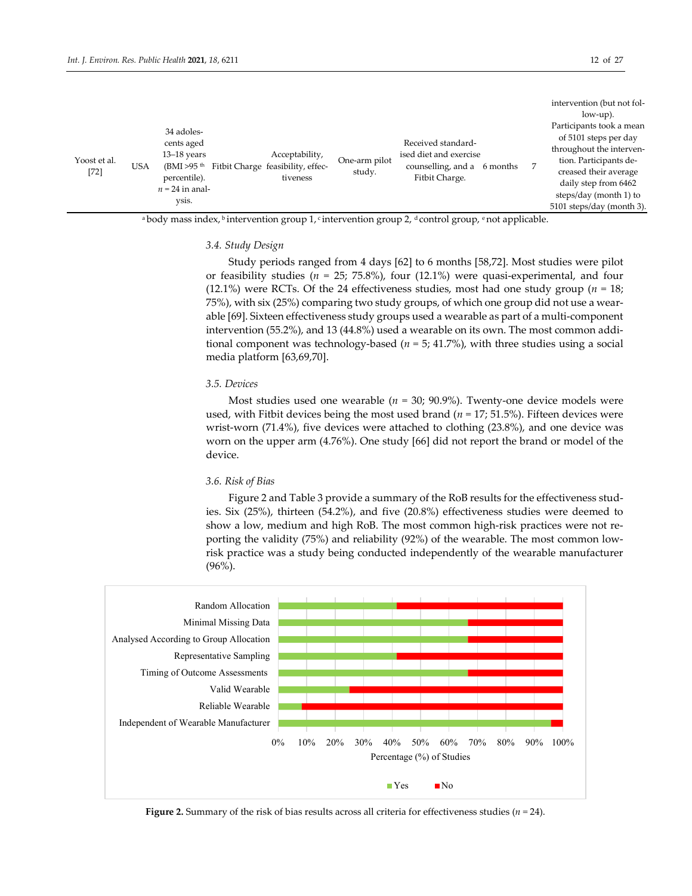| | | | | | | | | |
|---|---|---|---|---|---|---|---|---|
| | | | | | | | | intervention (but not follow-up). |
| Yoost et al. [72] | USA | 34 adolescents aged 13–18 years (BMI >95 th percentile). $n$ = 24 in analysis. | Fitbit Charge | Acceptability, feasibility, effectiveness | One-arm pilot study. | Received standardised diet and exercise counselling, and a Fitbit Charge. | 6 months | 7 | Participants took a mean of 5101 steps per day throughout the intervention. Participants decreased their average daily step from 6462 steps/day (month 1) to 5101 steps/day (month 3). |

[a] body mass index, [b] intervention group 1, [c] intervention group 2, [d] control group, [e] not applicable.

### 3.4. Study Design

Study periods ranged from 4 days [62] to 6 months [58,72]. Most studies were pilot or feasibility studies ($n$ = 25; 75.8%), four (12.1%) were quasi-experimental, and four (12.1%) were RCTs. Of the 24 effectiveness studies, most had one study group ($n$ = 18; 75%), with six (25%) comparing two study groups, of which one group did not use a wearable [69]. Sixteen effectiveness study groups used a wearable as part of a multi-component intervention (55.2%), and 13 (44.8%) used a wearable on its own. The most common additional component was technology-based ($n$ = 5; 41.7%), with three studies using a social media platform [63,69,70].

### 3.5. Devices

Most studies used one wearable ($n$ = 30; 90.9%). Twenty-one device models were used, with Fitbit devices being the most used brand ($n$ = 17; 51.5%). Fifteen devices were wrist-worn (71.4%), five devices were attached to clothing (23.8%), and one device was worn on the upper arm (4.76%). One study [66] did not report the brand or model of the device.

### 3.6. Risk of Bias

Figure 2 and Table 3 provide a summary of the RoB results for the effectiveness studies. Six (25%), thirteen (54.2%), and five (20.8%) effectiveness studies were deemed to show a low, medium and high RoB. The most common high-risk practices were not reporting the validity (75%) and reliability (92%) of the wearable. The most common low-risk practice was a study being conducted independently of the wearable manufacturer (96%).

**Figure 2.** Summary of the risk of bias results across all criteria for effectiveness studies ($n$ = 24).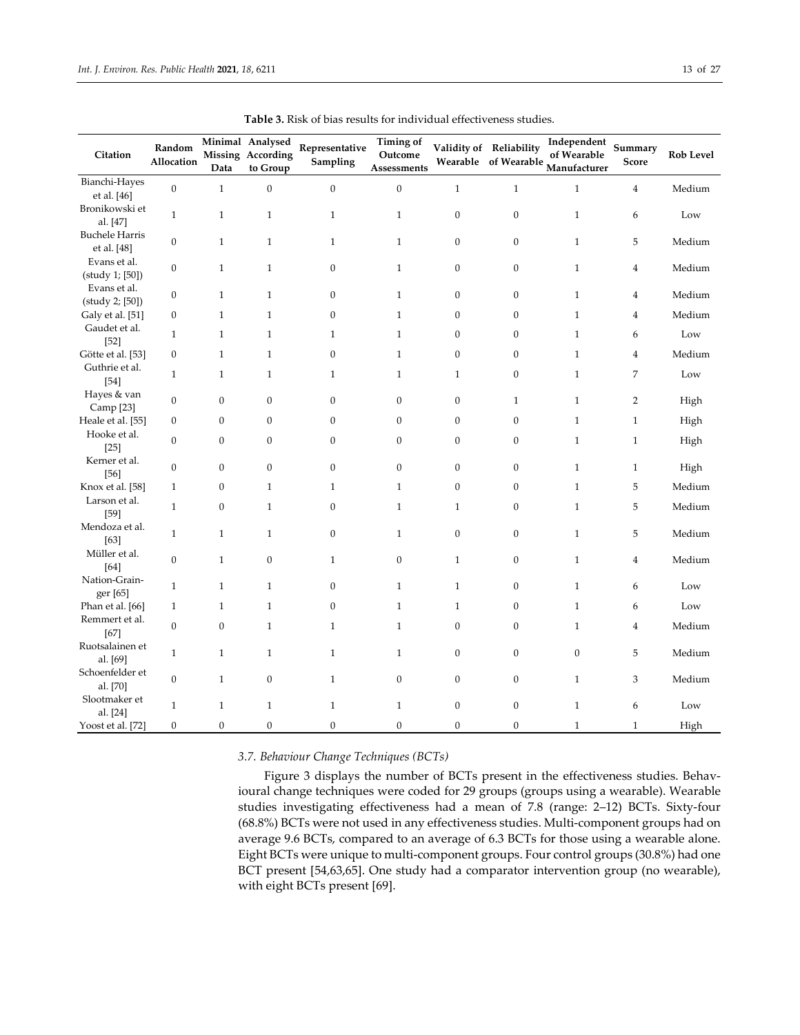**Table 3.** Risk of bias results for individual effectiveness studies.

| Citation | Random Allocation | Minimal Missing Data | Analysed According to Group | Representative Sampling | Timing of Outcome Assessments | Validity of Wearable | Reliability of Wearable | Independent of Wearable Manufacturer | Summary Score | Rob Level |
|---|---|---|---|---|---|---|---|---|---|---|
| Bianchi-Hayes et al. [46] | 0 | 1 | 0 | 0 | 0 | 1 | 1 | 1 | 4 | Medium |
| Bronikowski et al. [47] | 1 | 1 | 1 | 1 | 1 | 0 | 0 | 1 | 6 | Low |
| Buchele Harris et al. [48] | 0 | 1 | 1 | 1 | 1 | 0 | 0 | 1 | 5 | Medium |
| Evans et al. (study 1; [50]) | 0 | 1 | 1 | 0 | 1 | 0 | 0 | 1 | 4 | Medium |
| Evans et al. (study 2; [50]) | 0 | 1 | 1 | 0 | 1 | 0 | 0 | 1 | 4 | Medium |
| Galy et al. [51] | 0 | 1 | 1 | 0 | 1 | 0 | 0 | 1 | 4 | Medium |
| Gaudet et al. [52] | 1 | 1 | 1 | 1 | 1 | 0 | 0 | 1 | 6 | Low |
| Götte et al. [53] | 0 | 1 | 1 | 0 | 1 | 0 | 0 | 1 | 4 | Medium |
| Guthrie et al. [54] | 1 | 1 | 1 | 1 | 1 | 1 | 0 | 1 | 7 | Low |
| Hayes & van Camp [23] | 0 | 0 | 0 | 0 | 0 | 0 | 1 | 1 | 2 | High |
| Heale et al. [55] | 0 | 0 | 0 | 0 | 0 | 0 | 0 | 1 | 1 | High |
| Hooke et al. [25] | 0 | 0 | 0 | 0 | 0 | 0 | 0 | 1 | 1 | High |
| Kerner et al. [56] | 0 | 0 | 0 | 0 | 0 | 0 | 0 | 1 | 1 | High |
| Knox et al. [58] | 1 | 0 | 1 | 1 | 1 | 0 | 0 | 1 | 5 | Medium |
| Larson et al. [59] | 1 | 0 | 1 | 0 | 1 | 1 | 0 | 1 | 5 | Medium |
| Mendoza et al. [63] | 1 | 1 | 1 | 0 | 1 | 0 | 0 | 1 | 5 | Medium |
| Müller et al. [64] | 0 | 1 | 0 | 1 | 0 | 1 | 0 | 1 | 4 | Medium |
| Nation-Grainger [65] | 1 | 1 | 1 | 0 | 1 | 1 | 0 | 1 | 6 | Low |
| Phan et al. [66] | 1 | 1 | 1 | 0 | 1 | 1 | 0 | 1 | 6 | Low |
| Remmert et al. [67] | 0 | 0 | 1 | 1 | 1 | 0 | 0 | 1 | 4 | Medium |
| Ruotsalainen et al. [69] | 1 | 1 | 1 | 1 | 1 | 0 | 0 | 0 | 5 | Medium |
| Schoenfelder et al. [70] | 0 | 1 | 0 | 1 | 0 | 0 | 0 | 1 | 3 | Medium |
| Slootmaker et al. [24] | 1 | 1 | 1 | 1 | 1 | 0 | 0 | 1 | 6 | Low |
| Yoost et al. [72] | 0 | 0 | 0 | 0 | 0 | 0 | 0 | 1 | 1 | High |

### 3.7. Behaviour Change Techniques (BCTs)

Figure 3 displays the number of BCTs present in the effectiveness studies. Behavioural change techniques were coded for 29 groups (groups using a wearable). Wearable studies investigating effectiveness had a mean of 7.8 (range: 2–12) BCTs. Sixty-four (68.8%) BCTs were not used in any effectiveness studies. Multi-component groups had on average 9.6 BCTs, compared to an average of 6.3 BCTs for those using a wearable alone. Eight BCTs were unique to multi-component groups. Four control groups (30.8%) had one BCT present [54,63,65]. One study had a comparator intervention group (no wearable), with eight BCTs present [69].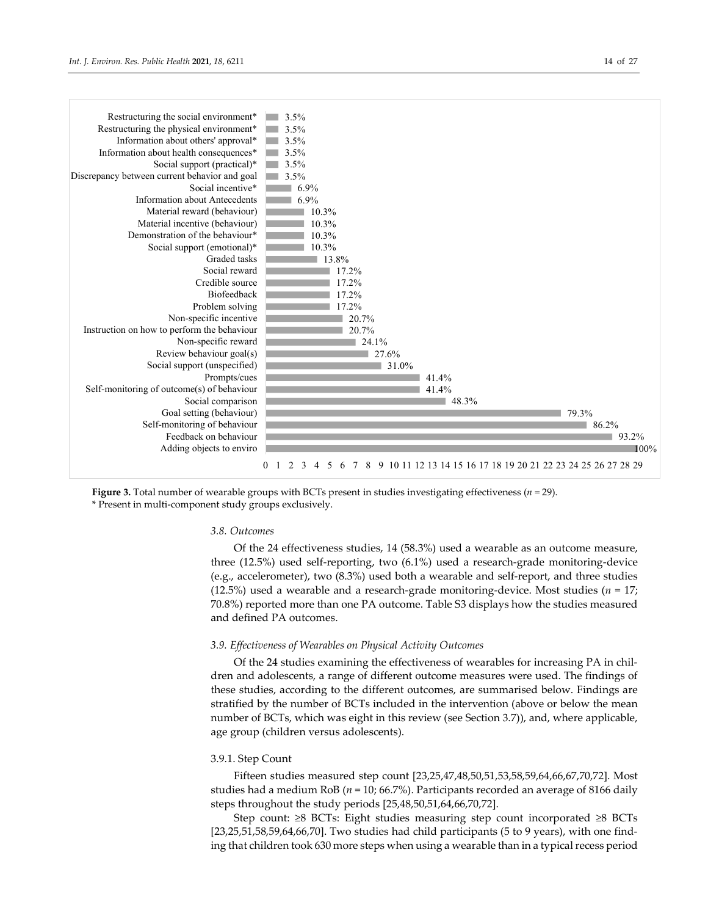| BCT | Percentage |
|---|---|
| Restructuring the social environment* | 3.5% |
| Restructuring the physical environment* | 3.5% |
| Information about others' approval* | 3.5% |
| Information about health consequences* | 3.5% |
| Social support (practical)* | 3.5% |
| Discrepancy between current behavior and goal | 3.5% |
| Social incentive* | 6.9% |
| Information about Antecedents | 6.9% |
| Material reward (behaviour) | 10.3% |
| Material incentive (behaviour) | 10.3% |
| Demonstration of the behaviour* | 10.3% |
| Social support (emotional)* | 10.3% |
| Graded tasks | 13.8% |
| Social reward | 17.2% |
| Credible source | 17.2% |
| Biofeedback | 17.2% |
| Problem solving | 17.2% |
| Non-specific incentive | 20.7% |
| Instruction on how to perform the behaviour | 20.7% |
| Non-specific reward | 24.1% |
| Review behaviour goal(s) | 27.6% |
| Social support (unspecified) | 31.0% |
| Prompts/cues | 41.4% |
| Self-monitoring of outcome(s) of behaviour | 41.4% |
| Social comparison | 48.3% |
| Goal setting (behaviour) | 79.3% |
| Self-monitoring of behaviour | 86.2% |
| Feedback on behaviour | 93.2% |
| Adding objects to enviro | 100% |

**Figure 3.** Total number of wearable groups with BCTs present in studies investigating effectiveness ($n$ = 29).
* Present in multi-component study groups exclusively.

### 3.8. Outcomes

Of the 24 effectiveness studies, 14 (58.3%) used a wearable as an outcome measure, three (12.5%) used self-reporting, two (6.1%) used a research-grade monitoring-device (e.g., accelerometer), two (8.3%) used both a wearable and self-report, and three studies (12.5%) used a wearable and a research-grade monitoring-device. Most studies ($n$ = 17; 70.8%) reported more than one PA outcome. Table S3 displays how the studies measured and defined PA outcomes.

### 3.9. Effectiveness of Wearables on Physical Activity Outcomes

Of the 24 studies examining the effectiveness of wearables for increasing PA in children and adolescents, a range of different outcome measures were used. The findings of these studies, according to the different outcomes, are summarised below. Findings are stratified by the number of BCTs included in the intervention (above or below the mean number of BCTs, which was eight in this review (see Section 3.7)), and, where applicable, age group (children versus adolescents).

#### 3.9.1. Step Count

Fifteen studies measured step count [23,25,47,48,50,51,53,58,59,64,66,67,70,72]. Most studies had a medium RoB ($n$ = 10; 66.7%). Participants recorded an average of 8166 daily steps throughout the study periods [25,48,50,51,64,66,70,72].

Step count: ≥8 BCTs: Eight studies measuring step count incorporated ≥8 BCTs [23,25,51,58,59,64,66,70]. Two studies had child participants (5 to 9 years), with one finding that children took 630 more steps when using a wearable than in a typical recess period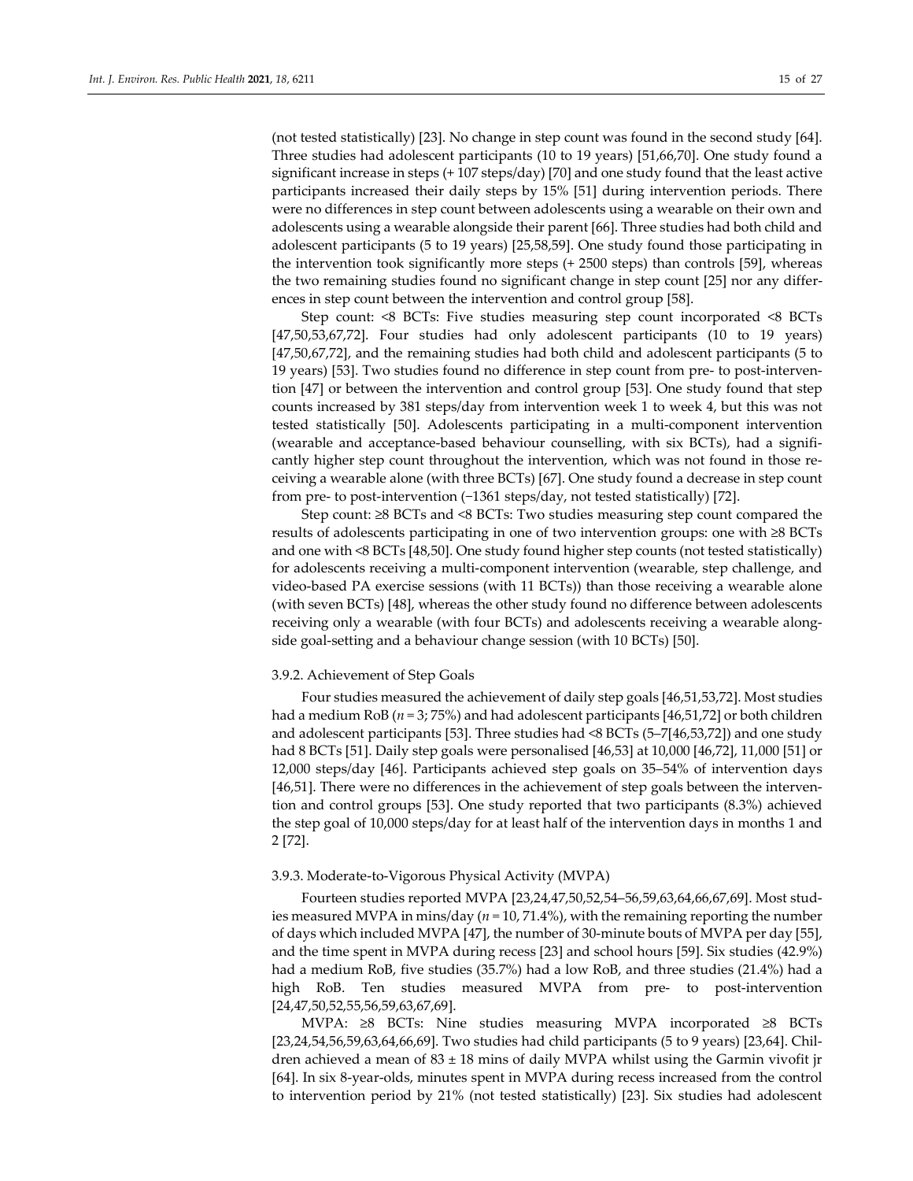(not tested statistically) [23]. No change in step count was found in the second study [64]. Three studies had adolescent participants (10 to 19 years) [51,66,70]. One study found a significant increase in steps (+ 107 steps/day) [70] and one study found that the least active participants increased their daily steps by 15% [51] during intervention periods. There were no differences in step count between adolescents using a wearable on their own and adolescents using a wearable alongside their parent [66]. Three studies had both child and adolescent participants (5 to 19 years) [25,58,59]. One study found those participating in the intervention took significantly more steps (+ 2500 steps) than controls [59], whereas the two remaining studies found no significant change in step count [25] nor any differences in step count between the intervention and control group [58].

Step count: <8 BCTs: Five studies measuring step count incorporated <8 BCTs [47,50,53,67,72]. Four studies had only adolescent participants (10 to 19 years) [47,50,67,72], and the remaining studies had both child and adolescent participants (5 to 19 years) [53]. Two studies found no difference in step count from pre- to post-intervention [47] or between the intervention and control group [53]. One study found that step counts increased by 381 steps/day from intervention week 1 to week 4, but this was not tested statistically [50]. Adolescents participating in a multi-component intervention (wearable and acceptance-based behaviour counselling, with six BCTs), had a significantly higher step count throughout the intervention, which was not found in those receiving a wearable alone (with three BCTs) [67]. One study found a decrease in step count from pre- to post-intervention (−1361 steps/day, not tested statistically) [72].

Step count: ≥8 BCTs and <8 BCTs: Two studies measuring step count compared the results of adolescents participating in one of two intervention groups: one with ≥8 BCTs and one with <8 BCTs [48,50]. One study found higher step counts (not tested statistically) for adolescents receiving a multi-component intervention (wearable, step challenge, and video-based PA exercise sessions (with 11 BCTs)) than those receiving a wearable alone (with seven BCTs) [48], whereas the other study found no difference between adolescents receiving only a wearable (with four BCTs) and adolescents receiving a wearable alongside goal-setting and a behaviour change session (with 10 BCTs) [50].

### 3.9.2. Achievement of Step Goals

Four studies measured the achievement of daily step goals [46,51,53,72]. Most studies had a medium RoB ($n = 3$; 75%) and had adolescent participants [46,51,72] or both children and adolescent participants [53]. Three studies had <8 BCTs (5–7[46,53,72]) and one study had 8 BCTs [51]. Daily step goals were personalised [46,53] at 10,000 [46,72], 11,000 [51] or 12,000 steps/day [46]. Participants achieved step goals on 35–54% of intervention days [46,51]. There were no differences in the achievement of step goals between the intervention and control groups [53]. One study reported that two participants (8.3%) achieved the step goal of 10,000 steps/day for at least half of the intervention days in months 1 and 2 [72].

### 3.9.3. Moderate-to-Vigorous Physical Activity (MVPA)

Fourteen studies reported MVPA [23,24,47,50,52,54–56,59,63,64,66,67,69]. Most studies measured MVPA in mins/day ($n = 10$, 71.4%), with the remaining reporting the number of days which included MVPA [47], the number of 30-minute bouts of MVPA per day [55], and the time spent in MVPA during recess [23] and school hours [59]. Six studies (42.9%) had a medium RoB, five studies (35.7%) had a low RoB, and three studies (21.4%) had a high RoB. Ten studies measured MVPA from pre- to post-intervention [24,47,50,52,55,56,59,63,67,69].

MVPA: ≥8 BCTs: Nine studies measuring MVPA incorporated ≥8 BCTs [23,24,54,56,59,63,64,66,69]. Two studies had child participants (5 to 9 years) [23,64]. Children achieved a mean of 83 ± 18 mins of daily MVPA whilst using the Garmin vivofit jr [64]. In six 8-year-olds, minutes spent in MVPA during recess increased from the control to intervention period by 21% (not tested statistically) [23]. Six studies had adolescent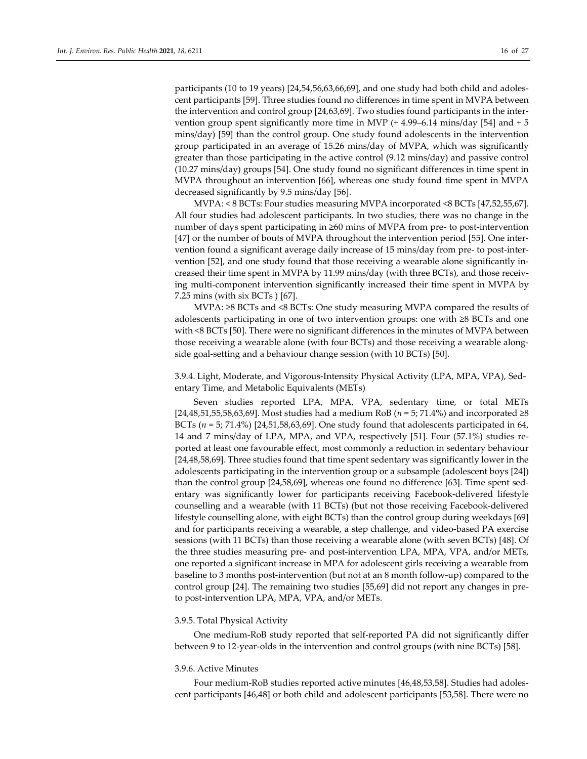participants (10 to 19 years) [24,54,56,63,66,69], and one study had both child and adolescent participants [59]. Three studies found no differences in time spent in MVPA between the intervention and control group [24,63,69]. Two studies found participants in the intervention group spent significantly more time in MVP (+ 4.99–6.14 mins/day [54] and + 5 mins/day) [59] than the control group. One study found adolescents in the intervention group participated in an average of 15.26 mins/day of MVPA, which was significantly greater than those participating in the active control (9.12 mins/day) and passive control (10.27 mins/day) groups [54]. One study found no significant differences in time spent in MVPA throughout an intervention [66], whereas one study found time spent in MVPA decreased significantly by 9.5 mins/day [56].

MVPA: < 8 BCTs: Four studies measuring MVPA incorporated <8 BCTs [47,52,55,67]. All four studies had adolescent participants. In two studies, there was no change in the number of days spent participating in ≥60 mins of MVPA from pre- to post-intervention [47] or the number of bouts of MVPA throughout the intervention period [55]. One intervention found a significant average daily increase of 15 mins/day from pre- to post-intervention [52], and one study found that those receiving a wearable alone significantly increased their time spent in MVPA by 11.99 mins/day (with three BCTs), and those receiving multi-component intervention significantly increased their time spent in MVPA by 7.25 mins (with six BCTs ) [67].

MVPA: ≥8 BCTs and <8 BCTs: One study measuring MVPA compared the results of adolescents participating in one of two intervention groups: one with ≥8 BCTs and one with <8 BCTs [50]. There were no significant differences in the minutes of MVPA between those receiving a wearable alone (with four BCTs) and those receiving a wearable alongside goal-setting and a behaviour change session (with 10 BCTs) [50].

### 3.9.4. Light, Moderate, and Vigorous-Intensity Physical Activity (LPA, MPA, VPA), Sedentary Time, and Metabolic Equivalents (METs)

Seven studies reported LPA, MPA, VPA, sedentary time, or total METs [24,48,51,55,58,63,69]. Most studies had a medium RoB ($n = 5$; 71.4%) and incorporated ≥8 BCTs ($n = 5$; 71.4%) [24,51,58,63,69]. One study found that adolescents participated in 64, 14 and 7 mins/day of LPA, MPA, and VPA, respectively [51]. Four (57.1%) studies reported at least one favourable effect, most commonly a reduction in sedentary behaviour [24,48,58,69]. Three studies found that time spent sedentary was significantly lower in the adolescents participating in the intervention group or a subsample (adolescent boys [24]) than the control group [24,58,69], whereas one found no difference [63]. Time spent sedentary was significantly lower for participants receiving Facebook-delivered lifestyle counselling and a wearable (with 11 BCTs) (but not those receiving Facebook-delivered lifestyle counselling alone, with eight BCTs) than the control group during weekdays [69] and for participants receiving a wearable, a step challenge, and video-based PA exercise sessions (with 11 BCTs) than those receiving a wearable alone (with seven BCTs) [48]. Of the three studies measuring pre- and post-intervention LPA, MPA, VPA, and/or METs, one reported a significant increase in MPA for adolescent girls receiving a wearable from baseline to 3 months post-intervention (but not at an 8 month follow-up) compared to the control group [24]. The remaining two studies [55,69] did not report any changes in pre- to post-intervention LPA, MPA, VPA, and/or METs.

### 3.9.5. Total Physical Activity

One medium-RoB study reported that self-reported PA did not significantly differ between 9 to 12-year-olds in the intervention and control groups (with nine BCTs) [58].

### 3.9.6. Active Minutes

Four medium-RoB studies reported active minutes [46,48,53,58]. Studies had adolescent participants [46,48] or both child and adolescent participants [53,58]. There were no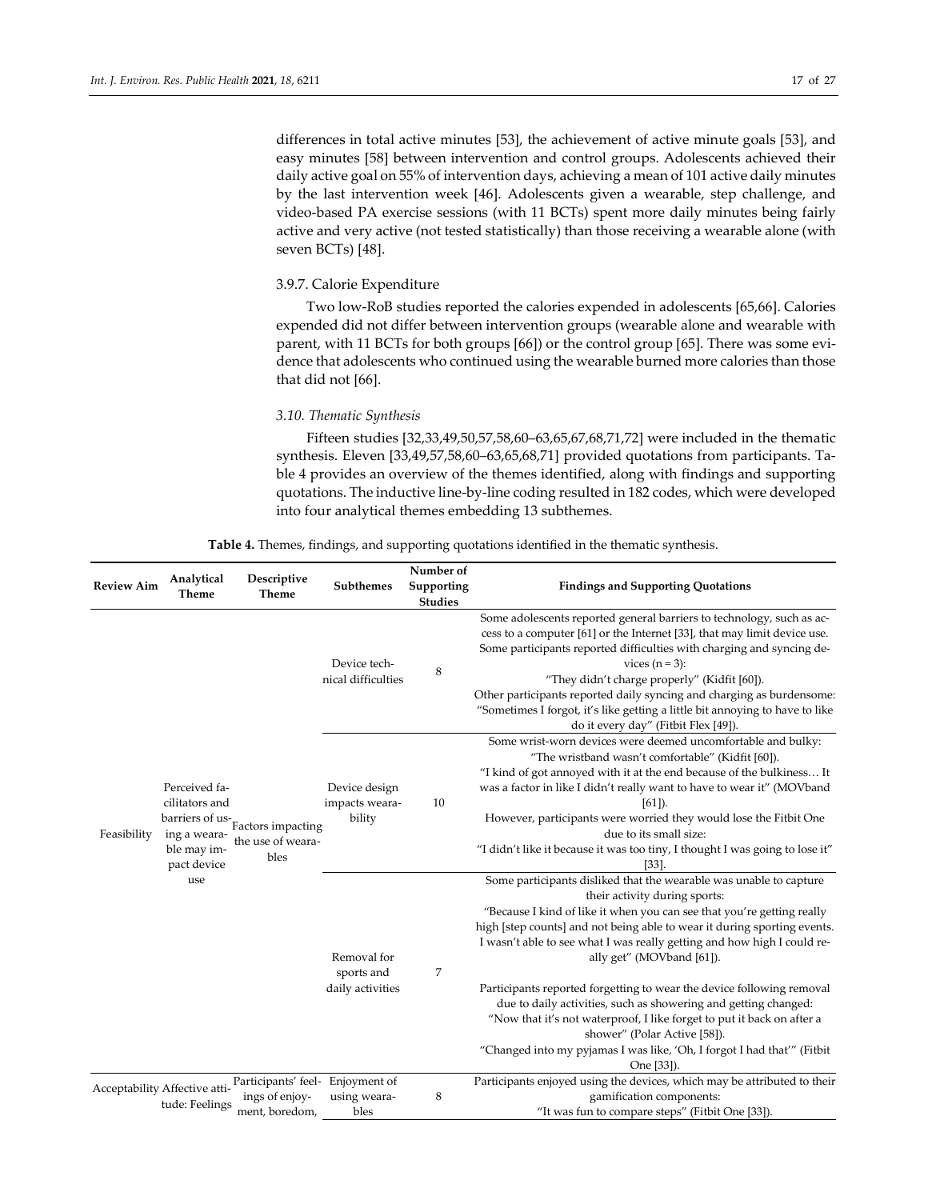differences in total active minutes [53], the achievement of active minute goals [53], and easy minutes [58] between intervention and control groups. Adolescents achieved their daily active goal on 55% of intervention days, achieving a mean of 101 active daily minutes by the last intervention week [46]. Adolescents given a wearable, step challenge, and video-based PA exercise sessions (with 11 BCTs) spent more daily minutes being fairly active and very active (not tested statistically) than those receiving a wearable alone (with seven BCTs) [48].

#### 3.9.7. Calorie Expenditure

Two low-RoB studies reported the calories expended in adolescents [65,66]. Calories expended did not differ between intervention groups (wearable alone and wearable with parent, with 11 BCTs for both groups [66]) or the control group [65]. There was some evidence that adolescents who continued using the wearable burned more calories than those that did not [66].

### 3.10. Thematic Synthesis

Fifteen studies [32,33,49,50,57,58,60–63,65,67,68,71,72] were included in the thematic synthesis. Eleven [33,49,57,58,60–63,65,68,71] provided quotations from participants. Table 4 provides an overview of the themes identified, along with findings and supporting quotations. The inductive line-by-line coding resulted in 182 codes, which were developed into four analytical themes embedding 13 subthemes.

**Table 4.** Themes, findings, and supporting quotations identified in the thematic synthesis.

| Review Aim | Analytical Theme | Descriptive Theme | Subthemes | Number of Supporting Studies | Findings and Supporting Quotations |
|---|---|---|---|---|---|
| Feasibility | Perceived facilitators and barriers of using a wearable may impact device use | Factors impacting the use of wearables | Device technical difficulties | 8 | Some adolescents reported general barriers to technology, such as access to a computer [61] or the Internet [33], that may limit device use. Some participants reported difficulties with charging and syncing devices (n = 3): "They didn't charge properly" (Kidfit [60]). Other participants reported daily syncing and charging as burdensome: "Sometimes I forgot, it's like getting a little bit annoying to have to like do it every day" (Fitbit Flex [49]). |
| | | | Device design impacts wearability | 10 | Some wrist-worn devices were deemed uncomfortable and bulky: "The wristband wasn't comfortable" (Kidfit [60]). "I kind of got annoyed with it at the end because of the bulkiness… It was a factor in like I didn't really want to have to wear it" (MOVband [61]). However, participants were worried they would lose the Fitbit One due to its small size: "I didn't like it because it was too tiny, I thought I was going to lose it" [33]. |
| | | | Removal for sports and daily activities | 7 | Some participants disliked that the wearable was unable to capture their activity during sports: "Because I kind of like it when you can see that you're getting really high [step counts] and not being able to wear it during sporting events. I wasn't able to see what I was really getting and how high I could really get" (MOVband [61]). Participants reported forgetting to wear the device following removal due to daily activities, such as showering and getting changed: "Now that it's not waterproof, I like forget to put it back on after a shower" (Polar Active [58]). "Changed into my pyjamas I was like, 'Oh, I forgot I had that'" (Fitbit One [33]). |
| Acceptability | Affective attitude: Feelings | Participants' feelings of enjoyment, boredom, | Enjoyment of using wearables | 8 | Participants enjoyed using the devices, which may be attributed to their gamification components: "It was fun to compare steps" (Fitbit One [33]). |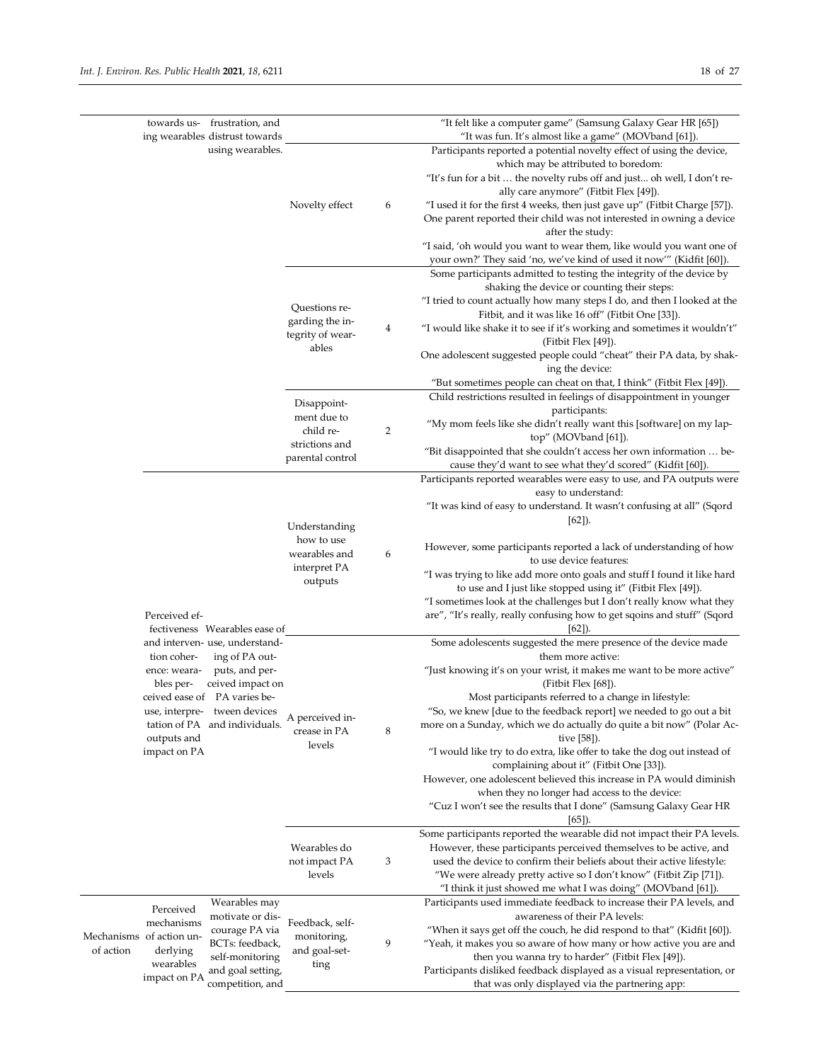| | | | | | |
|---|---|---|---|---|---|
| | towards using wearables | frustration, and distrust towards using wearables. | | | "It felt like a computer game" (Samsung Galaxy Gear HR [65]) "It was fun. It's almost like a game" (MOVband [61]). |
| | | | Novelty effect | 6 | Participants reported a potential novelty effect of using the device, which may be attributed to boredom: "It's fun for a bit … the novelty rubs off and just... oh well, I don't really care anymore" (Fitbit Flex [49]). "I used it for the first 4 weeks, then just gave up" (Fitbit Charge [57]). One parent reported their child was not interested in owning a device after the study: "I said, 'oh would you want to wear them, like would you want one of your own?' They said 'no, we've kind of used it now'" (Kidfit [60]). |
| | | | Questions regarding the integrity of wearables | 4 | Some participants admitted to testing the integrity of the device by shaking the device or counting their steps: "I tried to count actually how many steps I do, and then I looked at the Fitbit, and it was like 16 off" (Fitbit One [33]). "I would like shake it to see if it's working and sometimes it wouldn't" (Fitbit Flex [49]). One adolescent suggested people could "cheat" their PA data, by shaking the device: "But sometimes people can cheat on that, I think" (Fitbit Flex [49]). |
| | | | Disappointment due to child restrictions and parental control | 2 | Child restrictions resulted in feelings of disappointment in younger participants: "My mom feels like she didn't really want this [software] on my laptop" (MOVband [61]). "Bit disappointed that she couldn't access her own information … because they'd want to see what they'd scored" (Kidfit [60]). |
| | Perceived effectiveness and intervention coherence: wearables perceived ease of use, interpretation of PA outputs and impact on PA | Wearables ease of use, understanding of PA outputs, and perceived impact on PA varies between devices and individuals. | Understanding how to use wearables and interpret PA outputs | 6 | Participants reported wearables were easy to use, and PA outputs were easy to understand: "It was kind of easy to understand. It wasn't confusing at all" (Sqord [62]). However, some participants reported a lack of understanding of how to use device features: "I was trying to like add more onto goals and stuff I found it like hard to use and I just like stopped using it" (Fitbit Flex [49]). "I sometimes look at the challenges but I don't really know what they are", "It's really, really confusing how to get sqoins and stuff" (Sqord [62]). |
| | | | A perceived increase in PA levels | 8 | Some adolescents suggested the mere presence of the device made them more active: "Just knowing it's on your wrist, it makes me want to be more active" (Fitbit Flex [68]). Most participants referred to a change in lifestyle: "So, we knew [due to the feedback report] we needed to go out a bit more on a Sunday, which we do actually do quite a bit now" (Polar Active [58]). "I would like try to do extra, like offer to take the dog out instead of complaining about it" (Fitbit One [33]). However, one adolescent believed this increase in PA would diminish when they no longer had access to the device: "Cuz I won't see the results that I done" (Samsung Galaxy Gear HR [65]). |
| | | | Wearables do not impact PA levels | 3 | Some participants reported the wearable did not impact their PA levels. However, these participants perceived themselves to be active, and used the device to confirm their beliefs about their active lifestyle: "We were already pretty active so I don't know" (Fitbit Zip [71]). "I think it just showed me what I was doing" (MOVband [61]). |
| Mechanisms of action | Perceived mechanisms of action underlying wearables impact on PA | Wearables may motivate or discourage PA via BCTs: feedback, self-monitoring and goal setting, competition, and | Feedback, self-monitoring, and goal-setting | 9 | Participants used immediate feedback to increase their PA levels, and awareness of their PA levels: "When it says get off the couch, he did respond to that" (Kidfit [60]). "Yeah, it makes you so aware of how many or how active you are and then you wanna try to harder" (Fitbit Flex [49]). Participants disliked feedback displayed as a visual representation, or that was only displayed via the partnering app: |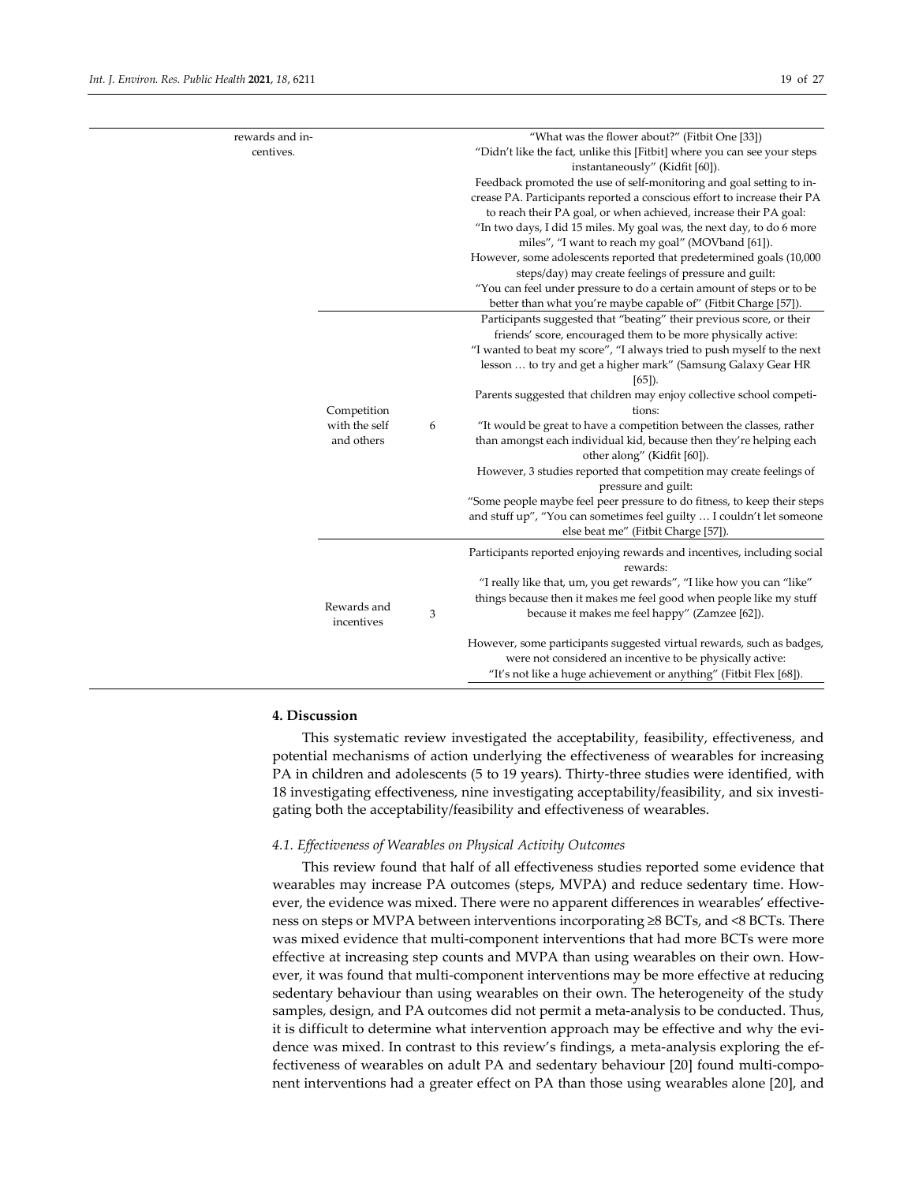| | | | |
|---|---|---|---|
| rewards and incentives. | | | "What was the flower about?" (Fitbit One [33])<br>"Didn't like the fact, unlike this [Fitbit] where you can see your steps instantaneously" (Kidfit [60]).<br>Feedback promoted the use of self-monitoring and goal setting to increase PA. Participants reported a conscious effort to increase their PA to reach their PA goal, or when achieved, increase their PA goal:<br>"In two days, I did 15 miles. My goal was, the next day, to do 6 more miles", "I want to reach my goal" (MOVband [61]).<br>However, some adolescents reported that predetermined goals (10,000 steps/day) may create feelings of pressure and guilt:<br>"You can feel under pressure to do a certain amount of steps or to be better than what you're maybe capable of" (Fitbit Charge [57]). |
| | Competition with the self and others | 6 | Participants suggested that "beating" their previous score, or their friends' score, encouraged them to be more physically active:<br>"I wanted to beat my score", "I always tried to push myself to the next lesson … to try and get a higher mark" (Samsung Galaxy Gear HR [65]).<br>Parents suggested that children may enjoy collective school competitions:<br>"It would be great to have a competition between the classes, rather than amongst each individual kid, because then they're helping each other along" (Kidfit [60]).<br>However, 3 studies reported that competition may create feelings of pressure and guilt:<br>"Some people maybe feel peer pressure to do fitness, to keep their steps and stuff up", "You can sometimes feel guilty … I couldn't let someone else beat me" (Fitbit Charge [57]). |
| | Rewards and incentives | 3 | Participants reported enjoying rewards and incentives, including social rewards:<br>"I really like that, um, you get rewards", "I like how you can "like" things because then it makes me feel good when people like my stuff because it makes me feel happy" (Zamzee [62]).<br>However, some participants suggested virtual rewards, such as badges, were not considered an incentive to be physically active:<br>"It's not like a huge achievement or anything" (Fitbit Flex [68]). |

## 4. Discussion

This systematic review investigated the acceptability, feasibility, effectiveness, and potential mechanisms of action underlying the effectiveness of wearables for increasing PA in children and adolescents (5 to 19 years). Thirty-three studies were identified, with 18 investigating effectiveness, nine investigating acceptability/feasibility, and six investigating both the acceptability/feasibility and effectiveness of wearables.

### *4.1. Effectiveness of Wearables on Physical Activity Outcomes*

This review found that half of all effectiveness studies reported some evidence that wearables may increase PA outcomes (steps, MVPA) and reduce sedentary time. However, the evidence was mixed. There were no apparent differences in wearables' effectiveness on steps or MVPA between interventions incorporating ≥8 BCTs, and <8 BCTs. There was mixed evidence that multi-component interventions that had more BCTs were more effective at increasing step counts and MVPA than using wearables on their own. However, it was found that multi-component interventions may be more effective at reducing sedentary behaviour than using wearables on their own. The heterogeneity of the study samples, design, and PA outcomes did not permit a meta-analysis to be conducted. Thus, it is difficult to determine what intervention approach may be effective and why the evidence was mixed. In contrast to this review's findings, a meta-analysis exploring the effectiveness of wearables on adult PA and sedentary behaviour [20] found multi-component interventions had a greater effect on PA than those using wearables alone [20], and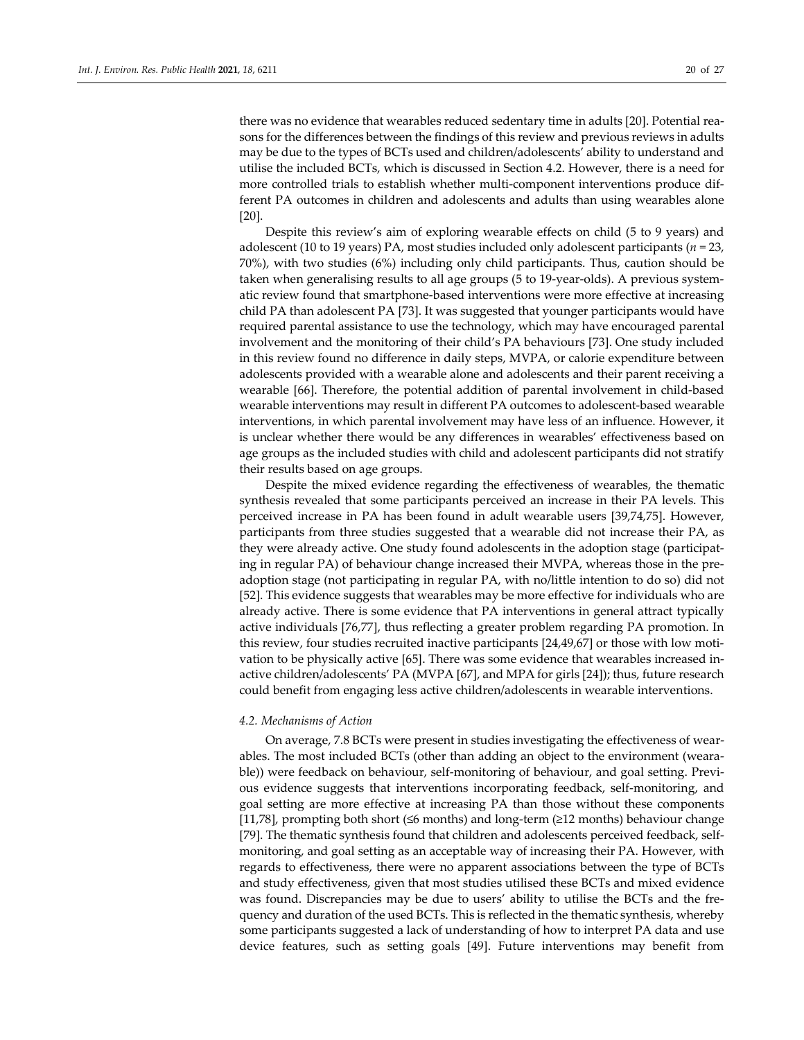there was no evidence that wearables reduced sedentary time in adults [20]. Potential reasons for the differences between the findings of this review and previous reviews in adults may be due to the types of BCTs used and children/adolescents' ability to understand and utilise the included BCTs, which is discussed in Section 4.2. However, there is a need for more controlled trials to establish whether multi-component interventions produce different PA outcomes in children and adolescents and adults than using wearables alone [20].

Despite this review's aim of exploring wearable effects on child (5 to 9 years) and adolescent (10 to 19 years) PA, most studies included only adolescent participants (*n* = 23, 70%), with two studies (6%) including only child participants. Thus, caution should be taken when generalising results to all age groups (5 to 19-year-olds). A previous systematic review found that smartphone-based interventions were more effective at increasing child PA than adolescent PA [73]. It was suggested that younger participants would have required parental assistance to use the technology, which may have encouraged parental involvement and the monitoring of their child's PA behaviours [73]. One study included in this review found no difference in daily steps, MVPA, or calorie expenditure between adolescents provided with a wearable alone and adolescents and their parent receiving a wearable [66]. Therefore, the potential addition of parental involvement in child-based wearable interventions may result in different PA outcomes to adolescent-based wearable interventions, in which parental involvement may have less of an influence. However, it is unclear whether there would be any differences in wearables' effectiveness based on age groups as the included studies with child and adolescent participants did not stratify their results based on age groups.

Despite the mixed evidence regarding the effectiveness of wearables, the thematic synthesis revealed that some participants perceived an increase in their PA levels. This perceived increase in PA has been found in adult wearable users [39,74,75]. However, participants from three studies suggested that a wearable did not increase their PA, as they were already active. One study found adolescents in the adoption stage (participating in regular PA) of behaviour change increased their MVPA, whereas those in the pre-adoption stage (not participating in regular PA, with no/little intention to do so) did not [52]. This evidence suggests that wearables may be more effective for individuals who are already active. There is some evidence that PA interventions in general attract typically active individuals [76,77], thus reflecting a greater problem regarding PA promotion. In this review, four studies recruited inactive participants [24,49,67] or those with low motivation to be physically active [65]. There was some evidence that wearables increased inactive children/adolescents' PA (MVPA [67], and MPA for girls [24]); thus, future research could benefit from engaging less active children/adolescents in wearable interventions.

### 4.2. Mechanisms of Action

On average, 7.8 BCTs were present in studies investigating the effectiveness of wearables. The most included BCTs (other than adding an object to the environment (wearable)) were feedback on behaviour, self-monitoring of behaviour, and goal setting. Previous evidence suggests that interventions incorporating feedback, self-monitoring, and goal setting are more effective at increasing PA than those without these components [11,78], prompting both short (≤6 months) and long-term (≥12 months) behaviour change [79]. The thematic synthesis found that children and adolescents perceived feedback, self-monitoring, and goal setting as an acceptable way of increasing their PA. However, with regards to effectiveness, there were no apparent associations between the type of BCTs and study effectiveness, given that most studies utilised these BCTs and mixed evidence was found. Discrepancies may be due to users' ability to utilise the BCTs and the frequency and duration of the used BCTs. This is reflected in the thematic synthesis, whereby some participants suggested a lack of understanding of how to interpret PA data and use device features, such as setting goals [49]. Future interventions may benefit from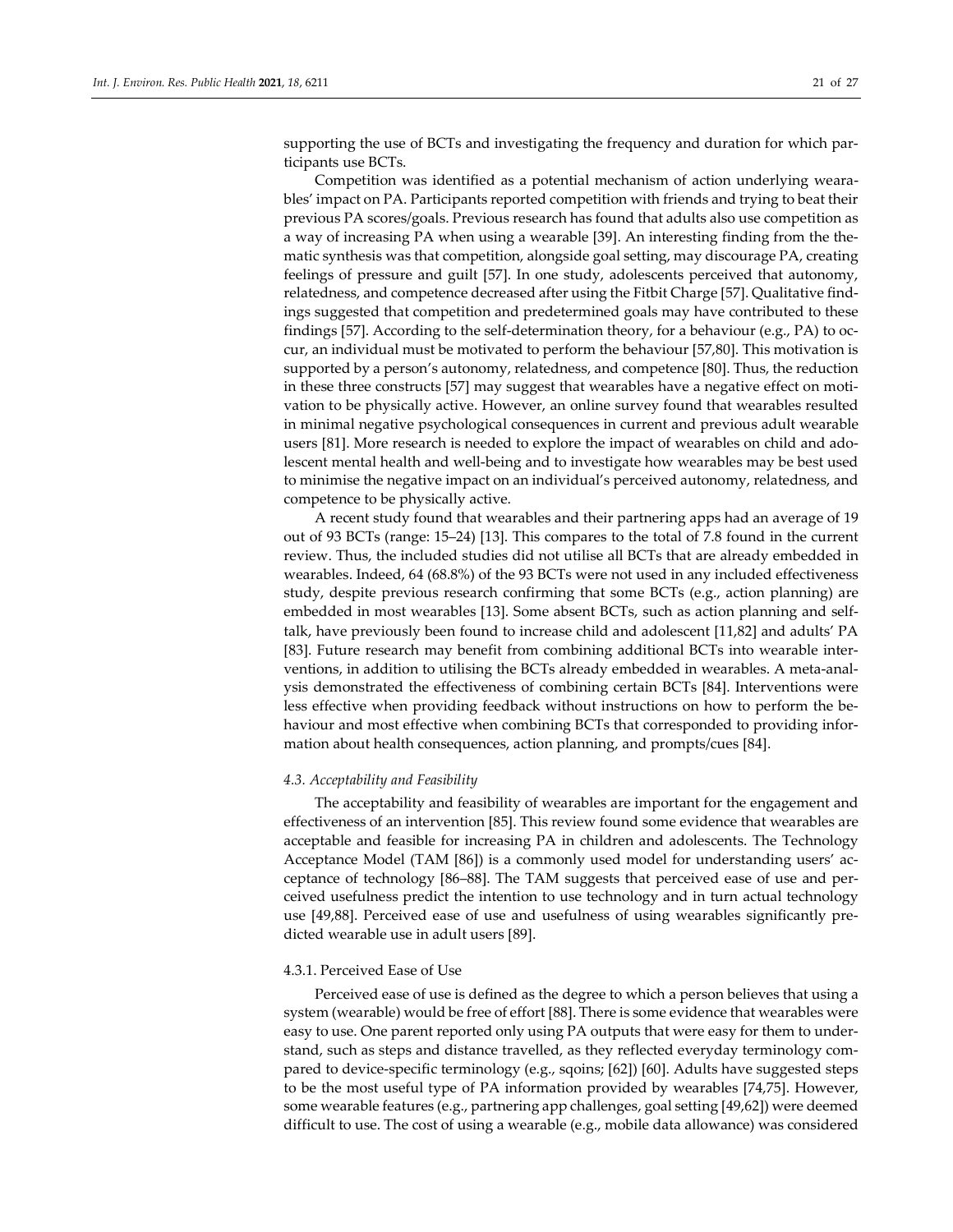supporting the use of BCTs and investigating the frequency and duration for which participants use BCTs.

Competition was identified as a potential mechanism of action underlying wearables' impact on PA. Participants reported competition with friends and trying to beat their previous PA scores/goals. Previous research has found that adults also use competition as a way of increasing PA when using a wearable [39]. An interesting finding from the thematic synthesis was that competition, alongside goal setting, may discourage PA, creating feelings of pressure and guilt [57]. In one study, adolescents perceived that autonomy, relatedness, and competence decreased after using the Fitbit Charge [57]. Qualitative findings suggested that competition and predetermined goals may have contributed to these findings [57]. According to the self-determination theory, for a behaviour (e.g., PA) to occur, an individual must be motivated to perform the behaviour [57,80]. This motivation is supported by a person's autonomy, relatedness, and competence [80]. Thus, the reduction in these three constructs [57] may suggest that wearables have a negative effect on motivation to be physically active. However, an online survey found that wearables resulted in minimal negative psychological consequences in current and previous adult wearable users [81]. More research is needed to explore the impact of wearables on child and adolescent mental health and well-being and to investigate how wearables may be best used to minimise the negative impact on an individual's perceived autonomy, relatedness, and competence to be physically active.

A recent study found that wearables and their partnering apps had an average of 19 out of 93 BCTs (range: 15–24) [13]. This compares to the total of 7.8 found in the current review. Thus, the included studies did not utilise all BCTs that are already embedded in wearables. Indeed, 64 (68.8%) of the 93 BCTs were not used in any included effectiveness study, despite previous research confirming that some BCTs (e.g., action planning) are embedded in most wearables [13]. Some absent BCTs, such as action planning and self-talk, have previously been found to increase child and adolescent [11,82] and adults' PA [83]. Future research may benefit from combining additional BCTs into wearable interventions, in addition to utilising the BCTs already embedded in wearables. A meta-analysis demonstrated the effectiveness of combining certain BCTs [84]. Interventions were less effective when providing feedback without instructions on how to perform the behaviour and most effective when combining BCTs that corresponded to providing information about health consequences, action planning, and prompts/cues [84].

### *4.3. Acceptability and Feasibility*

The acceptability and feasibility of wearables are important for the engagement and effectiveness of an intervention [85]. This review found some evidence that wearables are acceptable and feasible for increasing PA in children and adolescents. The Technology Acceptance Model (TAM [86]) is a commonly used model for understanding users' acceptance of technology [86–88]. The TAM suggests that perceived ease of use and perceived usefulness predict the intention to use technology and in turn actual technology use [49,88]. Perceived ease of use and usefulness of using wearables significantly predicted wearable use in adult users [89].

#### 4.3.1. Perceived Ease of Use

Perceived ease of use is defined as the degree to which a person believes that using a system (wearable) would be free of effort [88]. There is some evidence that wearables were easy to use. One parent reported only using PA outputs that were easy for them to understand, such as steps and distance travelled, as they reflected everyday terminology compared to device-specific terminology (e.g., sqoins; [62]) [60]. Adults have suggested steps to be the most useful type of PA information provided by wearables [74,75]. However, some wearable features (e.g., partnering app challenges, goal setting [49,62]) were deemed difficult to use. The cost of using a wearable (e.g., mobile data allowance) was considered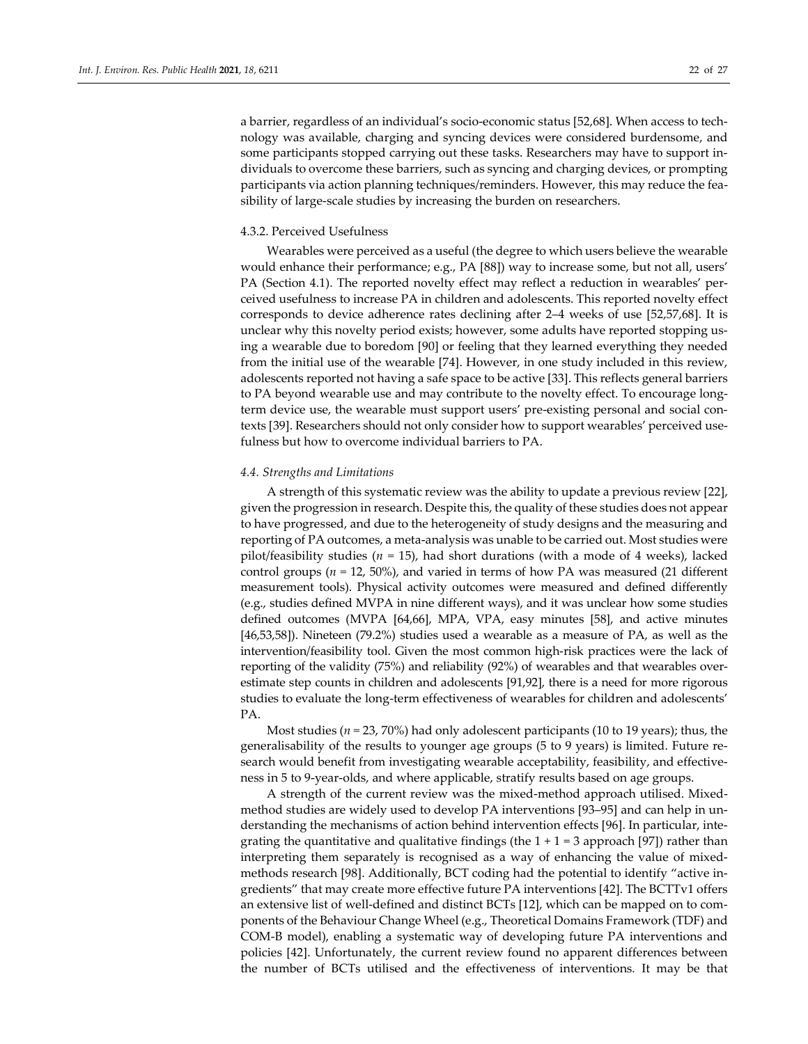a barrier, regardless of an individual's socio-economic status [52,68]. When access to technology was available, charging and syncing devices were considered burdensome, and some participants stopped carrying out these tasks. Researchers may have to support individuals to overcome these barriers, such as syncing and charging devices, or prompting participants via action planning techniques/reminders. However, this may reduce the feasibility of large-scale studies by increasing the burden on researchers.

#### 4.3.2. Perceived Usefulness

Wearables were perceived as a useful (the degree to which users believe the wearable would enhance their performance; e.g., PA [88]) way to increase some, but not all, users' PA (Section 4.1). The reported novelty effect may reflect a reduction in wearables' perceived usefulness to increase PA in children and adolescents. This reported novelty effect corresponds to device adherence rates declining after 2–4 weeks of use [52,57,68]. It is unclear why this novelty period exists; however, some adults have reported stopping using a wearable due to boredom [90] or feeling that they learned everything they needed from the initial use of the wearable [74]. However, in one study included in this review, adolescents reported not having a safe space to be active [33]. This reflects general barriers to PA beyond wearable use and may contribute to the novelty effect. To encourage long-term device use, the wearable must support users' pre-existing personal and social contexts [39]. Researchers should not only consider how to support wearables' perceived usefulness but how to overcome individual barriers to PA.

### *4.4. Strengths and Limitations*

A strength of this systematic review was the ability to update a previous review [22], given the progression in research. Despite this, the quality of these studies does not appear to have progressed, and due to the heterogeneity of study designs and the measuring and reporting of PA outcomes, a meta-analysis was unable to be carried out. Most studies were pilot/feasibility studies ($n$ = 15), had short durations (with a mode of 4 weeks), lacked control groups ($n$ = 12, 50%), and varied in terms of how PA was measured (21 different measurement tools). Physical activity outcomes were measured and defined differently (e.g., studies defined MVPA in nine different ways), and it was unclear how some studies defined outcomes (MVPA [64,66], MPA, VPA, easy minutes [58], and active minutes [46,53,58]). Nineteen (79.2%) studies used a wearable as a measure of PA, as well as the intervention/feasibility tool. Given the most common high-risk practices were the lack of reporting of the validity (75%) and reliability (92%) of wearables and that wearables overestimate step counts in children and adolescents [91,92], there is a need for more rigorous studies to evaluate the long-term effectiveness of wearables for children and adolescents' PA.

Most studies ($n$ = 23, 70%) had only adolescent participants (10 to 19 years); thus, the generalisability of the results to younger age groups (5 to 9 years) is limited. Future research would benefit from investigating wearable acceptability, feasibility, and effectiveness in 5 to 9-year-olds, and where applicable, stratify results based on age groups.

A strength of the current review was the mixed-method approach utilised. Mixed-method studies are widely used to develop PA interventions [93–95] and can help in understanding the mechanisms of action behind intervention effects [96]. In particular, integrating the quantitative and qualitative findings (the 1 + 1 = 3 approach [97]) rather than interpreting them separately is recognised as a way of enhancing the value of mixed-methods research [98]. Additionally, BCT coding had the potential to identify "active ingredients" that may create more effective future PA interventions [42]. The BCTTv1 offers an extensive list of well-defined and distinct BCTs [12], which can be mapped on to components of the Behaviour Change Wheel (e.g., Theoretical Domains Framework (TDF) and COM-B model), enabling a systematic way of developing future PA interventions and policies [42]. Unfortunately, the current review found no apparent differences between the number of BCTs utilised and the effectiveness of interventions. It may be that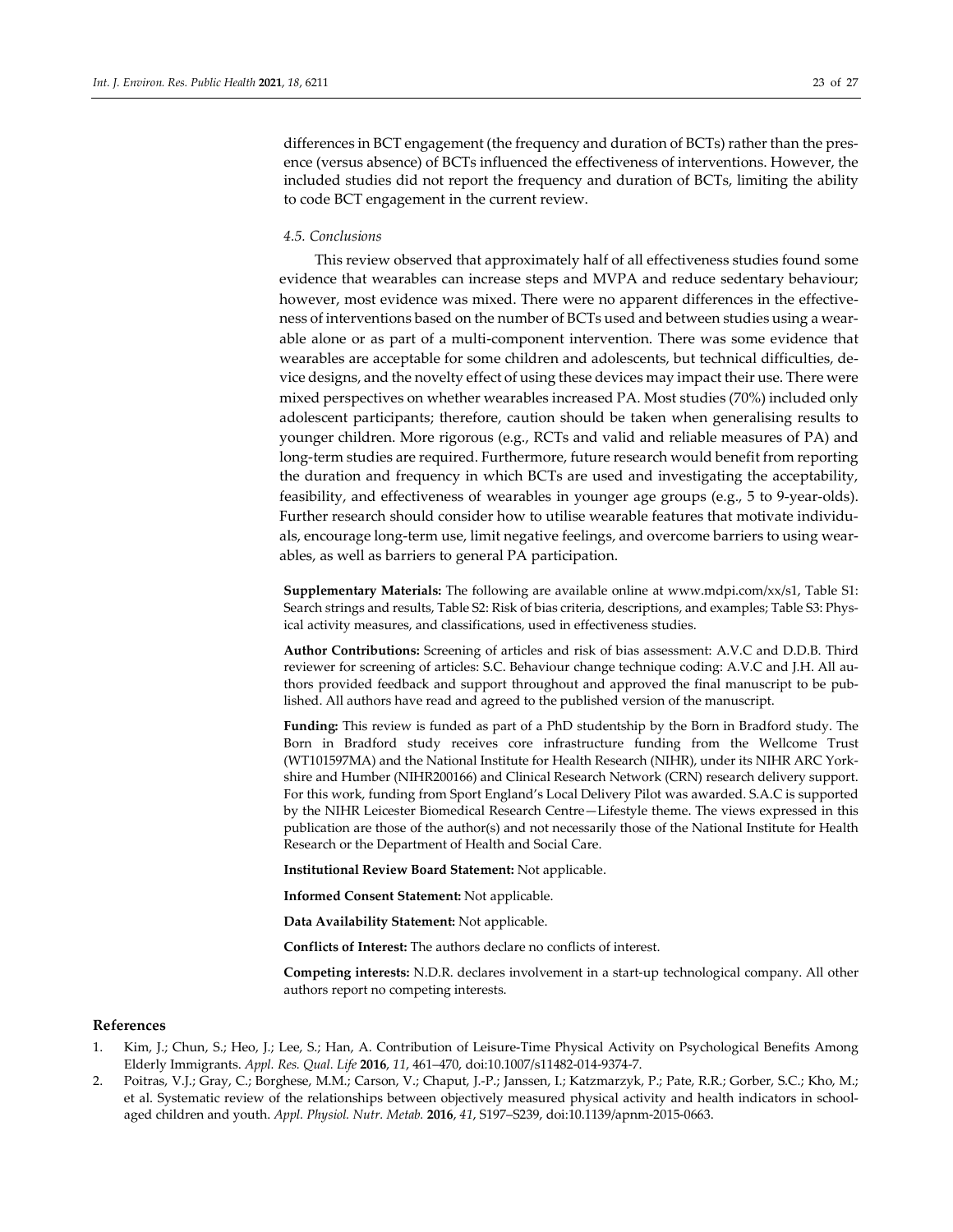differences in BCT engagement (the frequency and duration of BCTs) rather than the presence (versus absence) of BCTs influenced the effectiveness of interventions. However, the included studies did not report the frequency and duration of BCTs, limiting the ability to code BCT engagement in the current review.

### *4.5. Conclusions*

This review observed that approximately half of all effectiveness studies found some evidence that wearables can increase steps and MVPA and reduce sedentary behaviour; however, most evidence was mixed. There were no apparent differences in the effectiveness of interventions based on the number of BCTs used and between studies using a wearable alone or as part of a multi-component intervention. There was some evidence that wearables are acceptable for some children and adolescents, but technical difficulties, device designs, and the novelty effect of using these devices may impact their use. There were mixed perspectives on whether wearables increased PA. Most studies (70%) included only adolescent participants; therefore, caution should be taken when generalising results to younger children. More rigorous (e.g., RCTs and valid and reliable measures of PA) and long-term studies are required. Furthermore, future research would benefit from reporting the duration and frequency in which BCTs are used and investigating the acceptability, feasibility, and effectiveness of wearables in younger age groups (e.g., 5 to 9-year-olds). Further research should consider how to utilise wearable features that motivate individuals, encourage long-term use, limit negative feelings, and overcome barriers to using wearables, as well as barriers to general PA participation.

**Supplementary Materials:** The following are available online at www.mdpi.com/xx/s1, Table S1: Search strings and results, Table S2: Risk of bias criteria, descriptions, and examples; Table S3: Physical activity measures, and classifications, used in effectiveness studies.

**Author Contributions:** Screening of articles and risk of bias assessment: A.V.C and D.D.B. Third reviewer for screening of articles: S.C. Behaviour change technique coding: A.V.C and J.H. All authors provided feedback and support throughout and approved the final manuscript to be published. All authors have read and agreed to the published version of the manuscript.

**Funding:** This review is funded as part of a PhD studentship by the Born in Bradford study. The Born in Bradford study receives core infrastructure funding from the Wellcome Trust (WT101597MA) and the National Institute for Health Research (NIHR), under its NIHR ARC Yorkshire and Humber (NIHR200166) and Clinical Research Network (CRN) research delivery support. For this work, funding from Sport England's Local Delivery Pilot was awarded. S.A.C is supported by the NIHR Leicester Biomedical Research Centre—Lifestyle theme. The views expressed in this publication are those of the author(s) and not necessarily those of the National Institute for Health Research or the Department of Health and Social Care.

**Institutional Review Board Statement:** Not applicable.

**Informed Consent Statement:** Not applicable.

**Data Availability Statement:** Not applicable.

**Conflicts of Interest:** The authors declare no conflicts of interest.

**Competing interests:** N.D.R. declares involvement in a start-up technological company. All other authors report no competing interests.

## References

1. Kim, J.; Chun, S.; Heo, J.; Lee, S.; Han, A. Contribution of Leisure-Time Physical Activity on Psychological Benefits Among Elderly Immigrants. *Appl. Res. Qual. Life* **2016**, *11*, 461–470, doi:10.1007/s11482-014-9374-7.
2. Poitras, V.J.; Gray, C.; Borghese, M.M.; Carson, V.; Chaput, J.-P.; Janssen, I.; Katzmarzyk, P.; Pate, R.R.; Gorber, S.C.; Kho, M.; et al. Systematic review of the relationships between objectively measured physical activity and health indicators in school-aged children and youth. *Appl. Physiol. Nutr. Metab.* **2016**, *41*, S197–S239, doi:10.1139/apnm-2015-0663.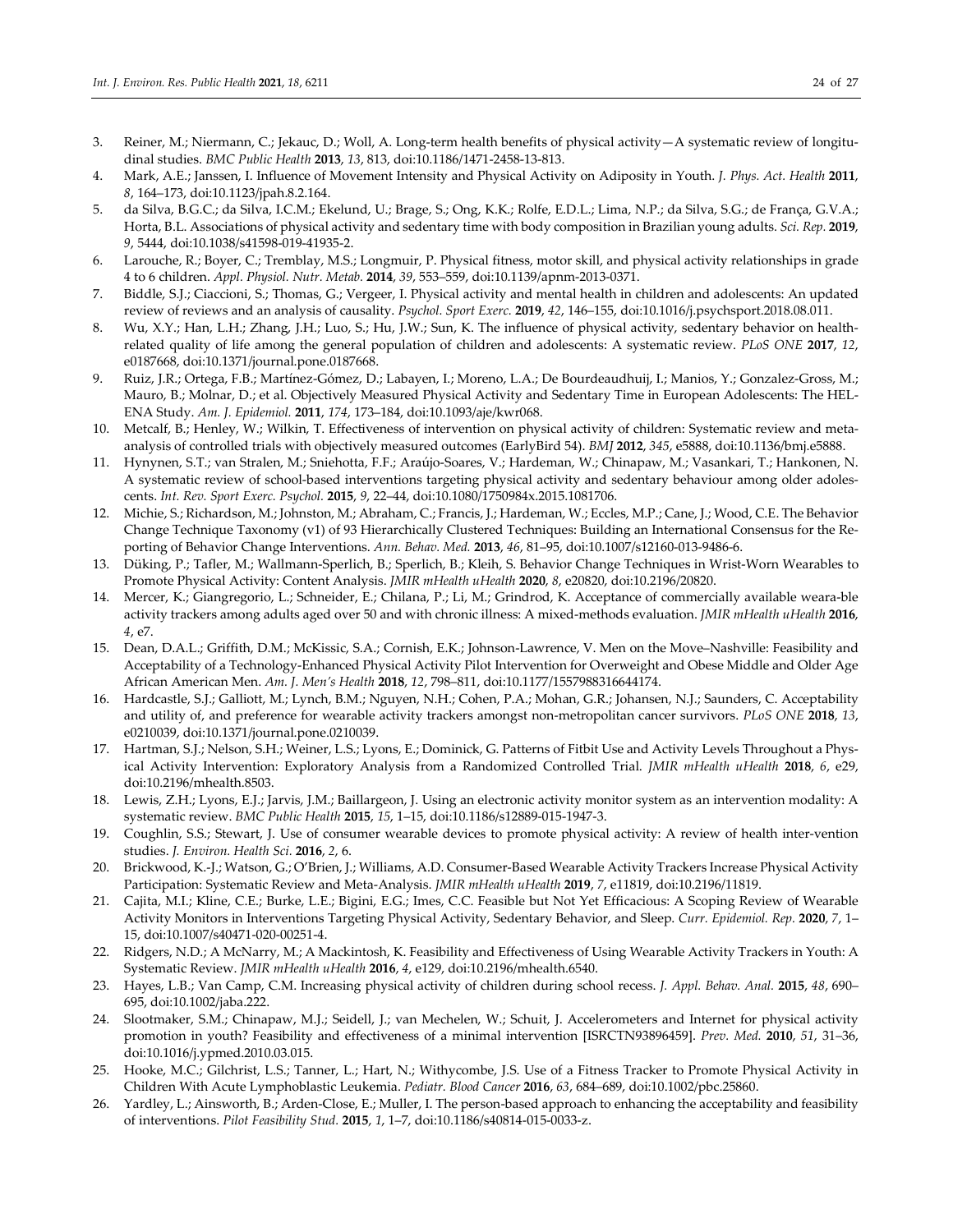3. Reiner, M.; Niermann, C.; Jekauc, D.; Woll, A. Long-term health benefits of physical activity—A systematic review of longitudinal studies. *BMC Public Health* **2013**, *13*, 813, doi:10.1186/1471-2458-13-813.
4. Mark, A.E.; Janssen, I. Influence of Movement Intensity and Physical Activity on Adiposity in Youth. *J. Phys. Act. Health* **2011**, *8*, 164–173, doi:10.1123/jpah.8.2.164.
5. da Silva, B.G.C.; da Silva, I.C.M.; Ekelund, U.; Brage, S.; Ong, K.K.; Rolfe, E.D.L.; Lima, N.P.; da Silva, S.G.; de França, G.V.A.; Horta, B.L. Associations of physical activity and sedentary time with body composition in Brazilian young adults. *Sci. Rep.* **2019**, *9*, 5444, doi:10.1038/s41598-019-41935-2.
6. Larouche, R.; Boyer, C.; Tremblay, M.S.; Longmuir, P. Physical fitness, motor skill, and physical activity relationships in grade 4 to 6 children. *Appl. Physiol. Nutr. Metab.* **2014**, *39*, 553–559, doi:10.1139/apnm-2013-0371.
7. Biddle, S.J.; Ciaccioni, S.; Thomas, G.; Vergeer, I. Physical activity and mental health in children and adolescents: An updated review of reviews and an analysis of causality. *Psychol. Sport Exerc.* **2019**, *42*, 146–155, doi:10.1016/j.psychsport.2018.08.011.
8. Wu, X.Y.; Han, L.H.; Zhang, J.H.; Luo, S.; Hu, J.W.; Sun, K. The influence of physical activity, sedentary behavior on health-related quality of life among the general population of children and adolescents: A systematic review. *PLoS ONE* **2017**, *12*, e0187668, doi:10.1371/journal.pone.0187668.
9. Ruiz, J.R.; Ortega, F.B.; Martínez-Gómez, D.; Labayen, I.; Moreno, L.A.; De Bourdeaudhuij, I.; Manios, Y.; Gonzalez-Gross, M.; Mauro, B.; Molnar, D.; et al. Objectively Measured Physical Activity and Sedentary Time in European Adolescents: The HELENA Study. *Am. J. Epidemiol.* **2011**, *174*, 173–184, doi:10.1093/aje/kwr068.
10. Metcalf, B.; Henley, W.; Wilkin, T. Effectiveness of intervention on physical activity of children: Systematic review and meta-analysis of controlled trials with objectively measured outcomes (EarlyBird 54). *BMJ* **2012**, *345*, e5888, doi:10.1136/bmj.e5888.
11. Hynynen, S.T.; van Stralen, M.; Sniehotta, F.F.; Araújo-Soares, V.; Hardeman, W.; Chinapaw, M.; Vasankari, T.; Hankonen, N. A systematic review of school-based interventions targeting physical activity and sedentary behaviour among older adolescents. *Int. Rev. Sport Exerc. Psychol.* **2015**, *9*, 22–44, doi:10.1080/1750984x.2015.1081706.
12. Michie, S.; Richardson, M.; Johnston, M.; Abraham, C.; Francis, J.; Hardeman, W.; Eccles, M.P.; Cane, J.; Wood, C.E. The Behavior Change Technique Taxonomy (v1) of 93 Hierarchically Clustered Techniques: Building an International Consensus for the Reporting of Behavior Change Interventions. *Ann. Behav. Med.* **2013**, *46*, 81–95, doi:10.1007/s12160-013-9486-6.
13. Düking, P.; Tafler, M.; Wallmann-Sperlich, B.; Sperlich, B.; Kleih, S. Behavior Change Techniques in Wrist-Worn Wearables to Promote Physical Activity: Content Analysis. *JMIR mHealth uHealth* **2020**, *8*, e20820, doi:10.2196/20820.
14. Mercer, K.; Giangregorio, L.; Schneider, E.; Chilana, P.; Li, M.; Grindrod, K. Acceptance of commercially available weara-ble activity trackers among adults aged over 50 and with chronic illness: A mixed-methods evaluation. *JMIR mHealth uHealth* **2016**, *4*, e7.
15. Dean, D.A.L.; Griffith, D.M.; McKissic, S.A.; Cornish, E.K.; Johnson-Lawrence, V. Men on the Move–Nashville: Feasibility and Acceptability of a Technology-Enhanced Physical Activity Pilot Intervention for Overweight and Obese Middle and Older Age African American Men. *Am. J. Men's Health* **2018**, *12*, 798–811, doi:10.1177/1557988316644174.
16. Hardcastle, S.J.; Galliott, M.; Lynch, B.M.; Nguyen, N.H.; Cohen, P.A.; Mohan, G.R.; Johansen, N.J.; Saunders, C. Acceptability and utility of, and preference for wearable activity trackers amongst non-metropolitan cancer survivors. *PLoS ONE* **2018**, *13*, e0210039, doi:10.1371/journal.pone.0210039.
17. Hartman, S.J.; Nelson, S.H.; Weiner, L.S.; Lyons, E.; Dominick, G. Patterns of Fitbit Use and Activity Levels Throughout a Physical Activity Intervention: Exploratory Analysis from a Randomized Controlled Trial. *JMIR mHealth uHealth* **2018**, *6*, e29, doi:10.2196/mhealth.8503.
18. Lewis, Z.H.; Lyons, E.J.; Jarvis, J.M.; Baillargeon, J. Using an electronic activity monitor system as an intervention modality: A systematic review. *BMC Public Health* **2015**, *15*, 1–15, doi:10.1186/s12889-015-1947-3.
19. Coughlin, S.S.; Stewart, J. Use of consumer wearable devices to promote physical activity: A review of health inter-vention studies. *J. Environ. Health Sci.* **2016**, *2*, 6.
20. Brickwood, K.-J.; Watson, G.; O'Brien, J.; Williams, A.D. Consumer-Based Wearable Activity Trackers Increase Physical Activity Participation: Systematic Review and Meta-Analysis. *JMIR mHealth uHealth* **2019**, *7*, e11819, doi:10.2196/11819.
21. Cajita, M.I.; Kline, C.E.; Burke, L.E.; Bigini, E.G.; Imes, C.C. Feasible but Not Yet Efficacious: A Scoping Review of Wearable Activity Monitors in Interventions Targeting Physical Activity, Sedentary Behavior, and Sleep. *Curr. Epidemiol. Rep.* **2020**, *7*, 1–15, doi:10.1007/s40471-020-00251-4.
22. Ridgers, N.D.; A McNarry, M.; A Mackintosh, K. Feasibility and Effectiveness of Using Wearable Activity Trackers in Youth: A Systematic Review. *JMIR mHealth uHealth* **2016**, *4*, e129, doi:10.2196/mhealth.6540.
23. Hayes, L.B.; Van Camp, C.M. Increasing physical activity of children during school recess. *J. Appl. Behav. Anal.* **2015**, *48*, 690–695, doi:10.1002/jaba.222.
24. Slootmaker, S.M.; Chinapaw, M.J.; Seidell, J.; van Mechelen, W.; Schuit, J. Accelerometers and Internet for physical activity promotion in youth? Feasibility and effectiveness of a minimal intervention [ISRCTN93896459]. *Prev. Med.* **2010**, *51*, 31–36, doi:10.1016/j.ypmed.2010.03.015.
25. Hooke, M.C.; Gilchrist, L.S.; Tanner, L.; Hart, N.; Withycombe, J.S. Use of a Fitness Tracker to Promote Physical Activity in Children With Acute Lymphoblastic Leukemia. *Pediatr. Blood Cancer* **2016**, *63*, 684–689, doi:10.1002/pbc.25860.
26. Yardley, L.; Ainsworth, B.; Arden-Close, E.; Muller, I. The person-based approach to enhancing the acceptability and feasibility of interventions. *Pilot Feasibility Stud.* **2015**, *1*, 1–7, doi:10.1186/s40814-015-0033-z.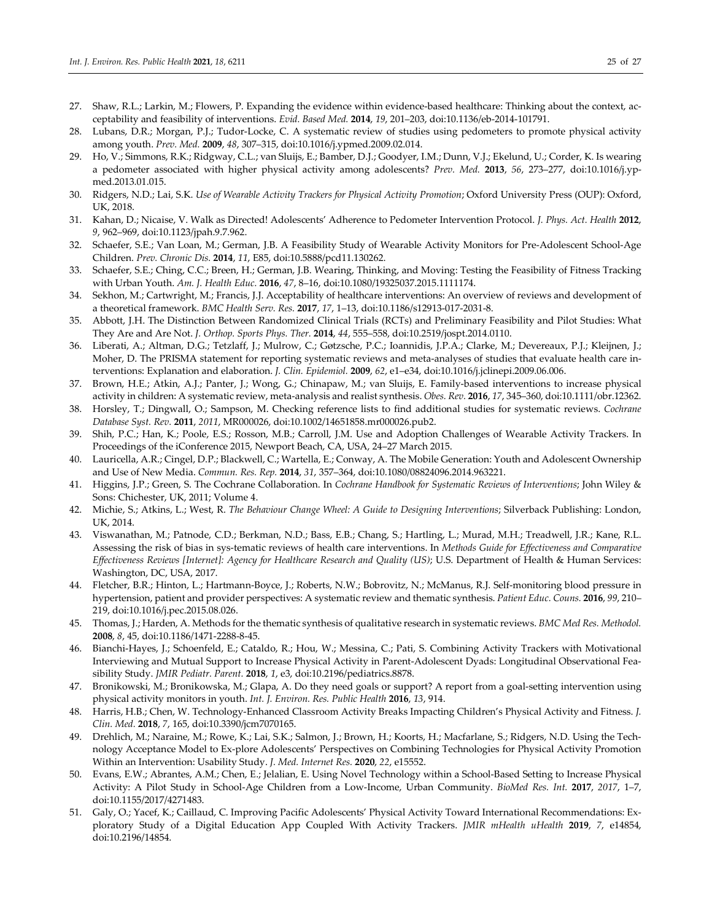27. Shaw, R.L.; Larkin, M.; Flowers, P. Expanding the evidence within evidence-based healthcare: Thinking about the context, acceptability and feasibility of interventions. *Evid. Based Med.* **2014**, *19*, 201–203, doi:10.1136/eb-2014-101791.
28. Lubans, D.R.; Morgan, P.J.; Tudor-Locke, C. A systematic review of studies using pedometers to promote physical activity among youth. *Prev. Med.* **2009**, *48*, 307–315, doi:10.1016/j.ypmed.2009.02.014.
29. Ho, V.; Simmons, R.K.; Ridgway, C.L.; van Sluijs, E.; Bamber, D.J.; Goodyer, I.M.; Dunn, V.J.; Ekelund, U.; Corder, K. Is wearing a pedometer associated with higher physical activity among adolescents? *Prev. Med.* **2013**, *56*, 273–277, doi:10.1016/j.ypmed.2013.01.015.
30. Ridgers, N.D.; Lai, S.K. *Use of Wearable Activity Trackers for Physical Activity Promotion*; Oxford University Press (OUP): Oxford, UK, 2018.
31. Kahan, D.; Nicaise, V. Walk as Directed! Adolescents' Adherence to Pedometer Intervention Protocol. *J. Phys. Act. Health* **2012**, *9*, 962–969, doi:10.1123/jpah.9.7.962.
32. Schaefer, S.E.; Van Loan, M.; German, J.B. A Feasibility Study of Wearable Activity Monitors for Pre-Adolescent School-Age Children. *Prev. Chronic Dis.* **2014**, *11*, E85, doi:10.5888/pcd11.130262.
33. Schaefer, S.E.; Ching, C.C.; Breen, H.; German, J.B. Wearing, Thinking, and Moving: Testing the Feasibility of Fitness Tracking with Urban Youth. *Am. J. Health Educ.* **2016**, *47*, 8–16, doi:10.1080/19325037.2015.1111174.
34. Sekhon, M.; Cartwright, M.; Francis, J.J. Acceptability of healthcare interventions: An overview of reviews and development of a theoretical framework. *BMC Health Serv. Res.* **2017**, *17*, 1–13, doi:10.1186/s12913-017-2031-8.
35. Abbott, J.H. The Distinction Between Randomized Clinical Trials (RCTs) and Preliminary Feasibility and Pilot Studies: What They Are and Are Not. *J. Orthop. Sports Phys. Ther.* **2014**, *44*, 555–558, doi:10.2519/jospt.2014.0110.
36. Liberati, A.; Altman, D.G.; Tetzlaff, J.; Mulrow, C.; Gøtzsche, P.C.; Ioannidis, J.P.A.; Clarke, M.; Devereaux, P.J.; Kleijnen, J.; Moher, D. The PRISMA statement for reporting systematic reviews and meta-analyses of studies that evaluate health care interventions: Explanation and elaboration. *J. Clin. Epidemiol.* **2009**, *62*, e1–e34, doi:10.1016/j.jclinepi.2009.06.006.
37. Brown, H.E.; Atkin, A.J.; Panter, J.; Wong, G.; Chinapaw, M.; van Sluijs, E. Family-based interventions to increase physical activity in children: A systematic review, meta-analysis and realist synthesis. *Obes. Rev.* **2016**, *17*, 345–360, doi:10.1111/obr.12362.
38. Horsley, T.; Dingwall, O.; Sampson, M. Checking reference lists to find additional studies for systematic reviews. *Cochrane Database Syst. Rev.* **2011**, *2011*, MR000026, doi:10.1002/14651858.mr000026.pub2.
39. Shih, P.C.; Han, K.; Poole, E.S.; Rosson, M.B.; Carroll, J.M. Use and Adoption Challenges of Wearable Activity Trackers. In Proceedings of the iConference 2015, Newport Beach, CA, USA, 24–27 March 2015.
40. Lauricella, A.R.; Cingel, D.P.; Blackwell, C.; Wartella, E.; Conway, A. The Mobile Generation: Youth and Adolescent Ownership and Use of New Media. *Commun. Res. Rep.* **2014**, *31*, 357–364, doi:10.1080/08824096.2014.963221.
41. Higgins, J.P.; Green, S. The Cochrane Collaboration. In *Cochrane Handbook for Systematic Reviews of Interventions*; John Wiley & Sons: Chichester, UK, 2011; Volume 4.
42. Michie, S.; Atkins, L.; West, R. *The Behaviour Change Wheel: A Guide to Designing Interventions*; Silverback Publishing: London, UK, 2014.
43. Viswanathan, M.; Patnode, C.D.; Berkman, N.D.; Bass, E.B.; Chang, S.; Hartling, L.; Murad, M.H.; Treadwell, J.R.; Kane, R.L. Assessing the risk of bias in sys-tematic reviews of health care interventions. In *Methods Guide for Effectiveness and Comparative Effectiveness Reviews [Internet]: Agency for Healthcare Research and Quality (US)*; U.S. Department of Health & Human Services: Washington, DC, USA, 2017.
44. Fletcher, B.R.; Hinton, L.; Hartmann-Boyce, J.; Roberts, N.W.; Bobrovitz, N.; McManus, R.J. Self-monitoring blood pressure in hypertension, patient and provider perspectives: A systematic review and thematic synthesis. *Patient Educ. Couns.* **2016**, *99*, 210–219, doi:10.1016/j.pec.2015.08.026.
45. Thomas, J.; Harden, A. Methods for the thematic synthesis of qualitative research in systematic reviews. *BMC Med Res. Methodol.* **2008**, *8*, 45, doi:10.1186/1471-2288-8-45.
46. Bianchi-Hayes, J.; Schoenfeld, E.; Cataldo, R.; Hou, W.; Messina, C.; Pati, S. Combining Activity Trackers with Motivational Interviewing and Mutual Support to Increase Physical Activity in Parent-Adolescent Dyads: Longitudinal Observational Feasibility Study. *JMIR Pediatr. Parent.* **2018**, *1*, e3, doi:10.2196/pediatrics.8878.
47. Bronikowski, M.; Bronikowska, M.; Glapa, A. Do they need goals or support? A report from a goal-setting intervention using physical activity monitors in youth. *Int. J. Environ. Res. Public Health* **2016**, *13*, 914.
48. Harris, H.B.; Chen, W. Technology-Enhanced Classroom Activity Breaks Impacting Children's Physical Activity and Fitness. *J. Clin. Med.* **2018**, *7*, 165, doi:10.3390/jcm7070165.
49. Drehlich, M.; Naraine, M.; Rowe, K.; Lai, S.K.; Salmon, J.; Brown, H.; Koorts, H.; Macfarlane, S.; Ridgers, N.D. Using the Technology Acceptance Model to Ex-plore Adolescents' Perspectives on Combining Technologies for Physical Activity Promotion Within an Intervention: Usability Study. *J. Med. Internet Res.* **2020**, *22*, e15552.
50. Evans, E.W.; Abrantes, A.M.; Chen, E.; Jelalian, E. Using Novel Technology within a School-Based Setting to Increase Physical Activity: A Pilot Study in School-Age Children from a Low-Income, Urban Community. *BioMed Res. Int.* **2017**, *2017*, 1–7, doi:10.1155/2017/4271483.
51. Galy, O.; Yacef, K.; Caillaud, C. Improving Pacific Adolescents' Physical Activity Toward International Recommendations: Exploratory Study of a Digital Education App Coupled With Activity Trackers. *JMIR mHealth uHealth* **2019**, *7*, e14854, doi:10.2196/14854.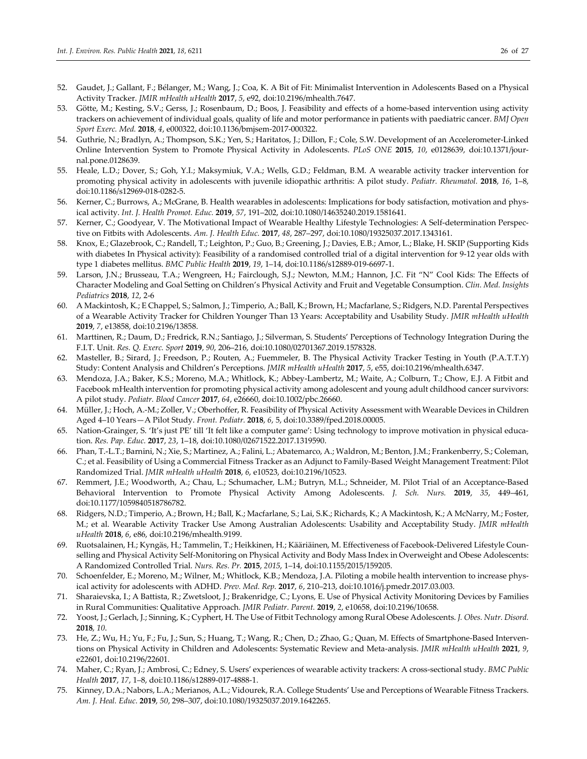52. Gaudet, J.; Gallant, F.; Bélanger, M.; Wang, J.; Coa, K. A Bit of Fit: Minimalist Intervention in Adolescents Based on a Physical Activity Tracker. *JMIR mHealth uHealth* **2017**, *5*, e92, doi:10.2196/mhealth.7647.
53. Götte, M.; Kesting, S.V.; Gerss, J.; Rosenbaum, D.; Boos, J. Feasibility and effects of a home-based intervention using activity trackers on achievement of individual goals, quality of life and motor performance in patients with paediatric cancer. *BMJ Open Sport Exerc. Med.* **2018**, *4*, e000322, doi:10.1136/bmjsem-2017-000322.
54. Guthrie, N.; Bradlyn, A.; Thompson, S.K.; Yen, S.; Haritatos, J.; Dillon, F.; Cole, S.W. Development of an Accelerometer-Linked Online Intervention System to Promote Physical Activity in Adolescents. *PLoS ONE* **2015**, *10*, e0128639, doi:10.1371/journal.pone.0128639.
55. Heale, L.D.; Dover, S.; Goh, Y.I.; Maksymiuk, V.A.; Wells, G.D.; Feldman, B.M. A wearable activity tracker intervention for promoting physical activity in adolescents with juvenile idiopathic arthritis: A pilot study. *Pediatr. Rheumatol.* **2018**, *16*, 1–8, doi:10.1186/s12969-018-0282-5.
56. Kerner, C.; Burrows, A.; McGrane, B. Health wearables in adolescents: Implications for body satisfaction, motivation and physical activity. *Int. J. Health Promot. Educ.* **2019**, *57*, 191–202, doi:10.1080/14635240.2019.1581641.
57. Kerner, C.; Goodyear, V. The Motivational Impact of Wearable Healthy Lifestyle Technologies: A Self-determination Perspective on Fitbits with Adolescents. *Am. J. Health Educ.* **2017**, *48*, 287–297, doi:10.1080/19325037.2017.1343161.
58. Knox, E.; Glazebrook, C.; Randell, T.; Leighton, P.; Guo, B.; Greening, J.; Davies, E.B.; Amor, L.; Blake, H. SKIP (Supporting Kids with diabetes In Physical activity): Feasibility of a randomised controlled trial of a digital intervention for 9-12 year olds with type 1 diabetes mellitus. *BMC Public Health* **2019**, *19*, 1–14, doi:10.1186/s12889-019-6697-1.
59. Larson, J.N.; Brusseau, T.A.; Wengreen, H.; Fairclough, S.J.; Newton, M.M.; Hannon, J.C. Fit "N" Cool Kids: The Effects of Character Modeling and Goal Setting on Children's Physical Activity and Fruit and Vegetable Consumption. *Clin. Med. Insights Pediatrics* **2018**, *12*, 2-6
60. A Mackintosh, K.; E Chappel, S.; Salmon, J.; Timperio, A.; Ball, K.; Brown, H.; Macfarlane, S.; Ridgers, N.D. Parental Perspectives of a Wearable Activity Tracker for Children Younger Than 13 Years: Acceptability and Usability Study. *JMIR mHealth uHealth* **2019**, *7*, e13858, doi:10.2196/13858.
61. Marttinen, R.; Daum, D.; Fredrick, R.N.; Santiago, J.; Silverman, S. Students' Perceptions of Technology Integration During the F.I.T. Unit. *Res. Q. Exerc. Sport* **2019**, *90*, 206–216, doi:10.1080/02701367.2019.1578328.
62. Masteller, B.; Sirard, J.; Freedson, P.; Routen, A.; Fuemmeler, B. The Physical Activity Tracker Testing in Youth (P.A.T.T.Y) Study: Content Analysis and Children's Perceptions. *JMIR mHealth uHealth* **2017**, *5*, e55, doi:10.2196/mhealth.6347.
63. Mendoza, J.A.; Baker, K.S.; Moreno, M.A.; Whitlock, K.; Abbey-Lambertz, M.; Waite, A.; Colburn, T.; Chow, E.J. A Fitbit and Facebook mHealth intervention for promoting physical activity among adolescent and young adult childhood cancer survivors: A pilot study. *Pediatr. Blood Cancer* **2017**, *64*, e26660, doi:10.1002/pbc.26660.
64. Müller, J.; Hoch, A.-M.; Zoller, V.; Oberhoffer, R. Feasibility of Physical Activity Assessment with Wearable Devices in Children Aged 4–10 Years—A Pilot Study. *Front. Pediatr.* **2018**, *6*, 5, doi:10.3389/fped.2018.00005.
65. Nation-Grainger, S. 'It's just PE' till 'It felt like a computer game': Using technology to improve motivation in physical education. *Res. Pap. Educ.* **2017**, *23*, 1–18, doi:10.1080/02671522.2017.1319590.
66. Phan, T.-L.T.; Barnini, N.; Xie, S.; Martinez, A.; Falini, L.; Abatemarco, A.; Waldron, M.; Benton, J.M.; Frankenberry, S.; Coleman, C.; et al. Feasibility of Using a Commercial Fitness Tracker as an Adjunct to Family-Based Weight Management Treatment: Pilot Randomized Trial. *JMIR mHealth uHealth* **2018**, *6*, e10523, doi:10.2196/10523.
67. Remmert, J.E.; Woodworth, A.; Chau, L.; Schumacher, L.M.; Butryn, M.L.; Schneider, M. Pilot Trial of an Acceptance-Based Behavioral Intervention to Promote Physical Activity Among Adolescents. *J. Sch. Nurs.* **2019**, *35*, 449–461, doi:10.1177/1059840518786782.
68. Ridgers, N.D.; Timperio, A.; Brown, H.; Ball, K.; Macfarlane, S.; Lai, S.K.; Richards, K.; A Mackintosh, K.; A McNarry, M.; Foster, M.; et al. Wearable Activity Tracker Use Among Australian Adolescents: Usability and Acceptability Study. *JMIR mHealth uHealth* **2018**, *6*, e86, doi:10.2196/mhealth.9199.
69. Ruotsalainen, H.; Kyngäs, H.; Tammelin, T.; Heikkinen, H.; Kääriäinen, M. Effectiveness of Facebook-Delivered Lifestyle Counselling and Physical Activity Self-Monitoring on Physical Activity and Body Mass Index in Overweight and Obese Adolescents: A Randomized Controlled Trial. *Nurs. Res. Pr.* **2015**, *2015*, 1–14, doi:10.1155/2015/159205.
70. Schoenfelder, E.; Moreno, M.; Wilner, M.; Whitlock, K.B.; Mendoza, J.A. Piloting a mobile health intervention to increase physical activity for adolescents with ADHD. *Prev. Med. Rep.* **2017**, *6*, 210–213, doi:10.1016/j.pmedr.2017.03.003.
71. Sharaievska, I.; A Battista, R.; Zwetsloot, J.; Brakenridge, C.; Lyons, E. Use of Physical Activity Monitoring Devices by Families in Rural Communities: Qualitative Approach. *JMIR Pediatr. Parent.* **2019**, *2*, e10658, doi:10.2196/10658.
72. Yoost, J.; Gerlach, J.; Sinning, K.; Cyphert, H. The Use of Fitbit Technology among Rural Obese Adolescents. *J. Obes. Nutr. Disord.* **2018**, *10*.
73. He, Z.; Wu, H.; Yu, F.; Fu, J.; Sun, S.; Huang, T.; Wang, R.; Chen, D.; Zhao, G.; Quan, M. Effects of Smartphone-Based Interventions on Physical Activity in Children and Adolescents: Systematic Review and Meta-analysis. *JMIR mHealth uHealth* **2021**, *9*, e22601, doi:10.2196/22601.
74. Maher, C.; Ryan, J.; Ambrosi, C.; Edney, S. Users' experiences of wearable activity trackers: A cross-sectional study. *BMC Public Health* **2017**, *17*, 1–8, doi:10.1186/s12889-017-4888-1.
75. Kinney, D.A.; Nabors, L.A.; Merianos, A.L.; Vidourek, R.A. College Students' Use and Perceptions of Wearable Fitness Trackers. *Am. J. Heal. Educ.* **2019**, *50*, 298–307, doi:10.1080/19325037.2019.1642265.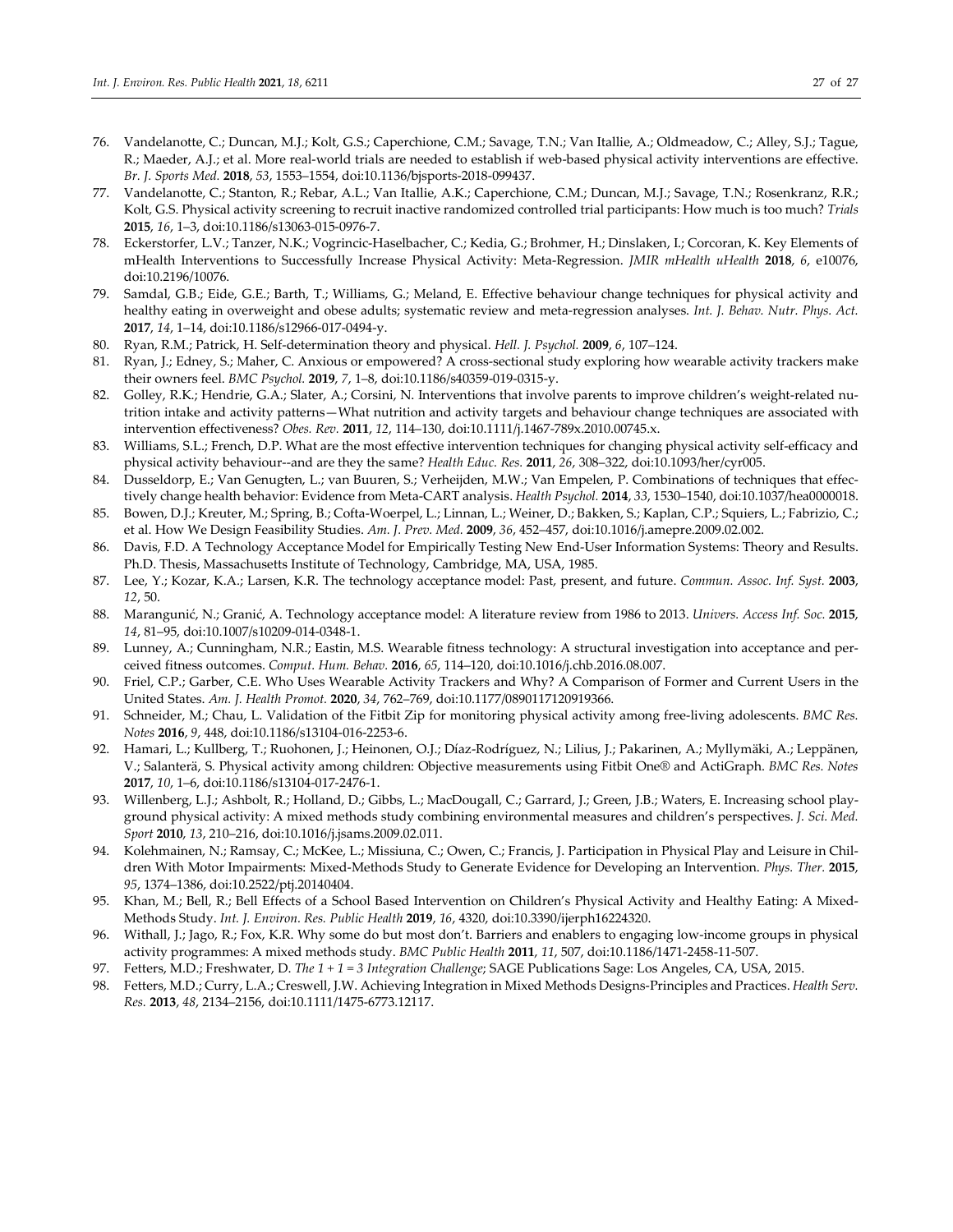76. Vandelanotte, C.; Duncan, M.J.; Kolt, G.S.; Caperchione, C.M.; Savage, T.N.; Van Itallie, A.; Oldmeadow, C.; Alley, S.J.; Tague, R.; Maeder, A.J.; et al. More real-world trials are needed to establish if web-based physical activity interventions are effective. *Br. J. Sports Med.* **2018**, *53*, 1553–1554, doi:10.1136/bjsports-2018-099437.
77. Vandelanotte, C.; Stanton, R.; Rebar, A.L.; Van Itallie, A.K.; Caperchione, C.M.; Duncan, M.J.; Savage, T.N.; Rosenkranz, R.R.; Kolt, G.S. Physical activity screening to recruit inactive randomized controlled trial participants: How much is too much? *Trials* **2015**, *16*, 1–3, doi:10.1186/s13063-015-0976-7.
78. Eckerstorfer, L.V.; Tanzer, N.K.; Vogrincic-Haselbacher, C.; Kedia, G.; Brohmer, H.; Dinslaken, I.; Corcoran, K. Key Elements of mHealth Interventions to Successfully Increase Physical Activity: Meta-Regression. *JMIR mHealth uHealth* **2018**, *6*, e10076, doi:10.2196/10076.
79. Samdal, G.B.; Eide, G.E.; Barth, T.; Williams, G.; Meland, E. Effective behaviour change techniques for physical activity and healthy eating in overweight and obese adults; systematic review and meta-regression analyses. *Int. J. Behav. Nutr. Phys. Act.* **2017**, *14*, 1–14, doi:10.1186/s12966-017-0494-y.
80. Ryan, R.M.; Patrick, H. Self-determination theory and physical. *Hell. J. Psychol.* **2009**, *6*, 107–124.
81. Ryan, J.; Edney, S.; Maher, C. Anxious or empowered? A cross-sectional study exploring how wearable activity trackers make their owners feel. *BMC Psychol.* **2019**, *7*, 1–8, doi:10.1186/s40359-019-0315-y.
82. Golley, R.K.; Hendrie, G.A.; Slater, A.; Corsini, N. Interventions that involve parents to improve children's weight-related nutrition intake and activity patterns—What nutrition and activity targets and behaviour change techniques are associated with intervention effectiveness? *Obes. Rev.* **2011**, *12*, 114–130, doi:10.1111/j.1467-789x.2010.00745.x.
83. Williams, S.L.; French, D.P. What are the most effective intervention techniques for changing physical activity self-efficacy and physical activity behaviour--and are they the same? *Health Educ. Res.* **2011**, *26*, 308–322, doi:10.1093/her/cyr005.
84. Dusseldorp, E.; Van Genugten, L.; van Buuren, S.; Verheijden, M.W.; Van Empelen, P. Combinations of techniques that effectively change health behavior: Evidence from Meta-CART analysis. *Health Psychol.* **2014**, *33*, 1530–1540, doi:10.1037/hea0000018.
85. Bowen, D.J.; Kreuter, M.; Spring, B.; Cofta-Woerpel, L.; Linnan, L.; Weiner, D.; Bakken, S.; Kaplan, C.P.; Squiers, L.; Fabrizio, C.; et al. How We Design Feasibility Studies. *Am. J. Prev. Med.* **2009**, *36*, 452–457, doi:10.1016/j.amepre.2009.02.002.
86. Davis, F.D. A Technology Acceptance Model for Empirically Testing New End-User Information Systems: Theory and Results. Ph.D. Thesis, Massachusetts Institute of Technology, Cambridge, MA, USA, 1985.
87. Lee, Y.; Kozar, K.A.; Larsen, K.R. The technology acceptance model: Past, present, and future. *Commun. Assoc. Inf. Syst.* **2003**, *12*, 50.
88. Marangunić, N.; Granić, A. Technology acceptance model: A literature review from 1986 to 2013. *Univers. Access Inf. Soc.* **2015**, *14*, 81–95, doi:10.1007/s10209-014-0348-1.
89. Lunney, A.; Cunningham, N.R.; Eastin, M.S. Wearable fitness technology: A structural investigation into acceptance and perceived fitness outcomes. *Comput. Hum. Behav.* **2016**, *65*, 114–120, doi:10.1016/j.chb.2016.08.007.
90. Friel, C.P.; Garber, C.E. Who Uses Wearable Activity Trackers and Why? A Comparison of Former and Current Users in the United States. *Am. J. Health Promot.* **2020**, *34*, 762–769, doi:10.1177/0890117120919366.
91. Schneider, M.; Chau, L. Validation of the Fitbit Zip for monitoring physical activity among free-living adolescents. *BMC Res. Notes* **2016**, *9*, 448, doi:10.1186/s13104-016-2253-6.
92. Hamari, L.; Kullberg, T.; Ruohonen, J.; Heinonen, O.J.; Díaz-Rodríguez, N.; Lilius, J.; Pakarinen, A.; Myllymäki, A.; Leppänen, V.; Salanterä, S. Physical activity among children: Objective measurements using Fitbit One® and ActiGraph. *BMC Res. Notes* **2017**, *10*, 1–6, doi:10.1186/s13104-017-2476-1.
93. Willenberg, L.J.; Ashbolt, R.; Holland, D.; Gibbs, L.; MacDougall, C.; Garrard, J.; Green, J.B.; Waters, E. Increasing school playground physical activity: A mixed methods study combining environmental measures and children's perspectives. *J. Sci. Med. Sport* **2010**, *13*, 210–216, doi:10.1016/j.jsams.2009.02.011.
94. Kolehmainen, N.; Ramsay, C.; McKee, L.; Missiuna, C.; Owen, C.; Francis, J. Participation in Physical Play and Leisure in Children With Motor Impairments: Mixed-Methods Study to Generate Evidence for Developing an Intervention. *Phys. Ther.* **2015**, *95*, 1374–1386, doi:10.2522/ptj.20140404.
95. Khan, M.; Bell, R.; Bell Effects of a School Based Intervention on Children's Physical Activity and Healthy Eating: A Mixed-Methods Study. *Int. J. Environ. Res. Public Health* **2019**, *16*, 4320, doi:10.3390/ijerph16224320.
96. Withall, J.; Jago, R.; Fox, K.R. Why some do but most don't. Barriers and enablers to engaging low-income groups in physical activity programmes: A mixed methods study. *BMC Public Health* **2011**, *11*, 507, doi:10.1186/1471-2458-11-507.
97. Fetters, M.D.; Freshwater, D. *The 1 + 1 = 3 Integration Challenge*; SAGE Publications Sage: Los Angeles, CA, USA, 2015.
98. Fetters, M.D.; Curry, L.A.; Creswell, J.W. Achieving Integration in Mixed Methods Designs-Principles and Practices. *Health Serv. Res.* **2013**, *48*, 2134–2156, doi:10.1111/1475-6773.12117.